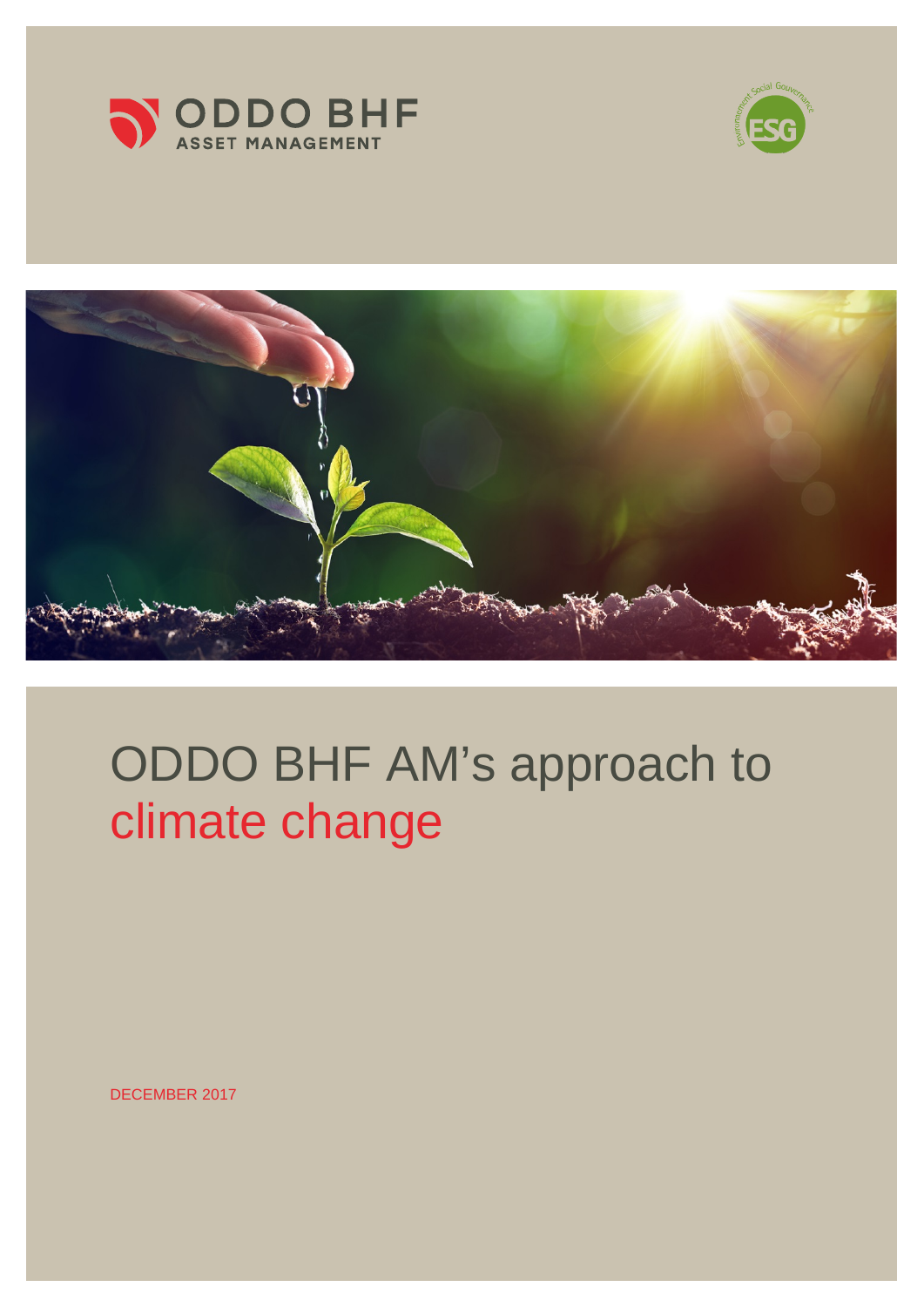ODDO BHF ASSET MANAGEMENT

# ODDO BHF AM's approach to climate change

DECEMBER 2017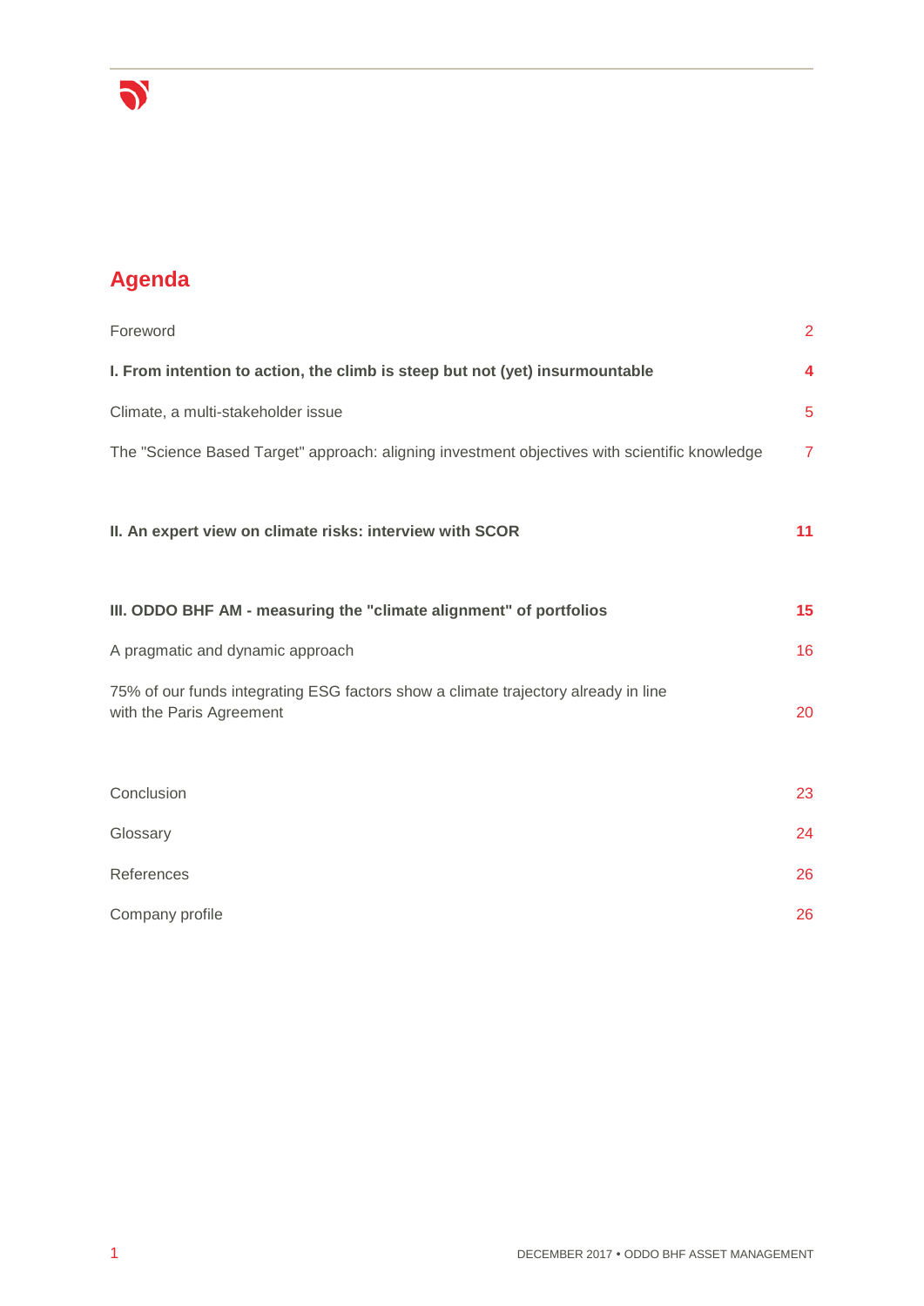# Agenda

| | |
|---|---|
| Foreword | 2 |
| **I. From intention to action, the climb is steep but not (yet) insurmountable** | **4** |
| Climate, a multi-stakeholder issue | 5 |
| The "Science Based Target" approach: aligning investment objectives with scientific knowledge | 7 |
| **II. An expert view on climate risks: interview with SCOR** | **11** |
| **III. ODDO BHF AM - measuring the "climate alignment" of portfolios** | **15** |
| A pragmatic and dynamic approach | 16 |
| 75% of our funds integrating ESG factors show a climate trajectory already in line with the Paris Agreement | 20 |
| Conclusion | 23 |
| Glossary | 24 |
| References | 26 |
| Company profile | 26 |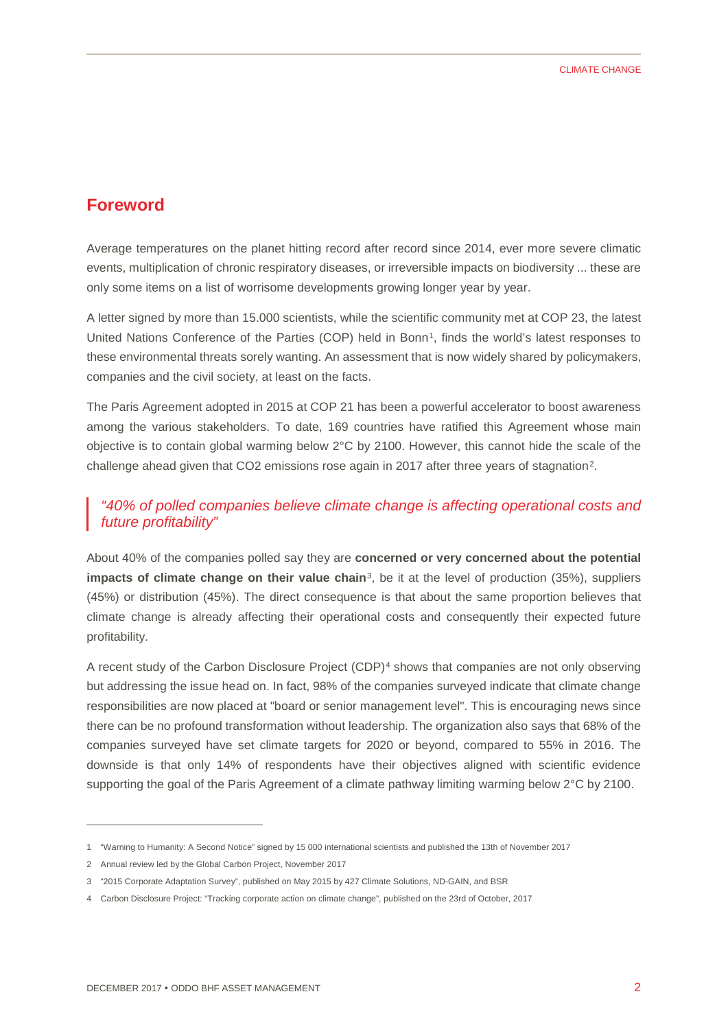## Foreword

Average temperatures on the planet hitting record after record since 2014, ever more severe climatic events, multiplication of chronic respiratory diseases, or irreversible impacts on biodiversity ... these are only some items on a list of worrisome developments growing longer year by year.

A letter signed by more than 15.000 scientists, while the scientific community met at COP 23, the latest United Nations Conference of the Parties (COP) held in Bonn[1], finds the world's latest responses to these environmental threats sorely wanting. An assessment that is now widely shared by policymakers, companies and the civil society, at least on the facts.

The Paris Agreement adopted in 2015 at COP 21 has been a powerful accelerator to boost awareness among the various stakeholders. To date, 169 countries have ratified this Agreement whose main objective is to contain global warming below 2°C by 2100. However, this cannot hide the scale of the challenge ahead given that $CO_2$ emissions rose again in 2017 after three years of stagnation[2].

> *"40% of polled companies believe climate change is affecting operational costs and future profitability"*

About 40% of the companies polled say they are **concerned or very concerned about the potential impacts of climate change on their value chain**[3], be it at the level of production (35%), suppliers (45%) or distribution (45%). The direct consequence is that about the same proportion believes that climate change is already affecting their operational costs and consequently their expected future profitability.

A recent study of the Carbon Disclosure Project (CDP)[4] shows that companies are not only observing but addressing the issue head on. In fact, 98% of the companies surveyed indicate that climate change responsibilities are now placed at "board or senior management level". This is encouraging news since there can be no profound transformation without leadership. The organization also says that 68% of the companies surveyed have set climate targets for 2020 or beyond, compared to 55% in 2016. The downside is that only 14% of respondents have their objectives aligned with scientific evidence supporting the goal of the Paris Agreement of a climate pathway limiting warming below 2°C by 2100.

---

1 "Warning to Humanity: A Second Notice" signed by 15 000 international scientists and published the 13th of November 2017

2 Annual review led by the Global Carbon Project, November 2017

3 "2015 Corporate Adaptation Survey", published on May 2015 by 427 Climate Solutions, ND-GAIN, and BSR

4 Carbon Disclosure Project: "Tracking corporate action on climate change", published on the 23rd of October, 2017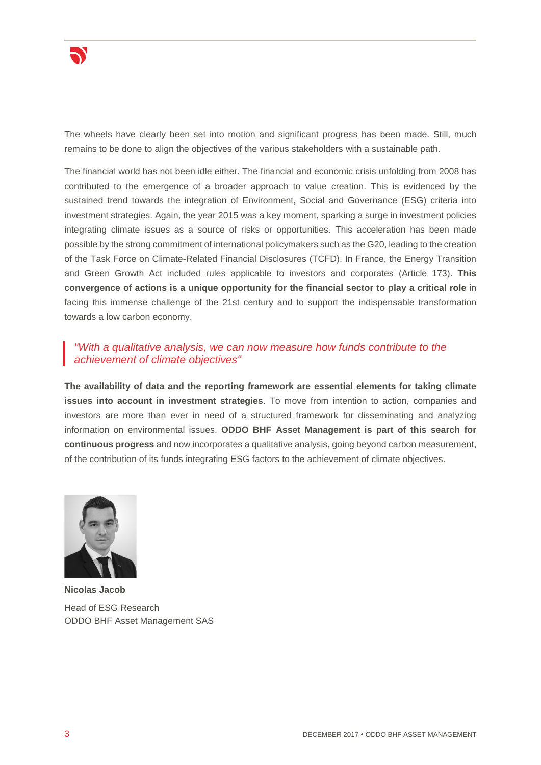The wheels have clearly been set into motion and significant progress has been made. Still, much remains to be done to align the objectives of the various stakeholders with a sustainable path.

The financial world has not been idle either. The financial and economic crisis unfolding from 2008 has contributed to the emergence of a broader approach to value creation. This is evidenced by the sustained trend towards the integration of Environment, Social and Governance (ESG) criteria into investment strategies. Again, the year 2015 was a key moment, sparking a surge in investment policies integrating climate issues as a source of risks or opportunities. This acceleration has been made possible by the strong commitment of international policymakers such as the G20, leading to the creation of the Task Force on Climate-Related Financial Disclosures (TCFD). In France, the Energy Transition and Green Growth Act included rules applicable to investors and corporates (Article 173). **This convergence of actions is a unique opportunity for the financial sector to play a critical role** in facing this immense challenge of the 21st century and to support the indispensable transformation towards a low carbon economy.

> *"With a qualitative analysis, we can now measure how funds contribute to the achievement of climate objectives"*

**The availability of data and the reporting framework are essential elements for taking climate issues into account in investment strategies**. To move from intention to action, companies and investors are more than ever in need of a structured framework for disseminating and analyzing information on environmental issues. **ODDO BHF Asset Management is part of this search for continuous progress** and now incorporates a qualitative analysis, going beyond carbon measurement, of the contribution of its funds integrating ESG factors to the achievement of climate objectives.

**Nicolas Jacob**

Head of ESG Research
ODDO BHF Asset Management SAS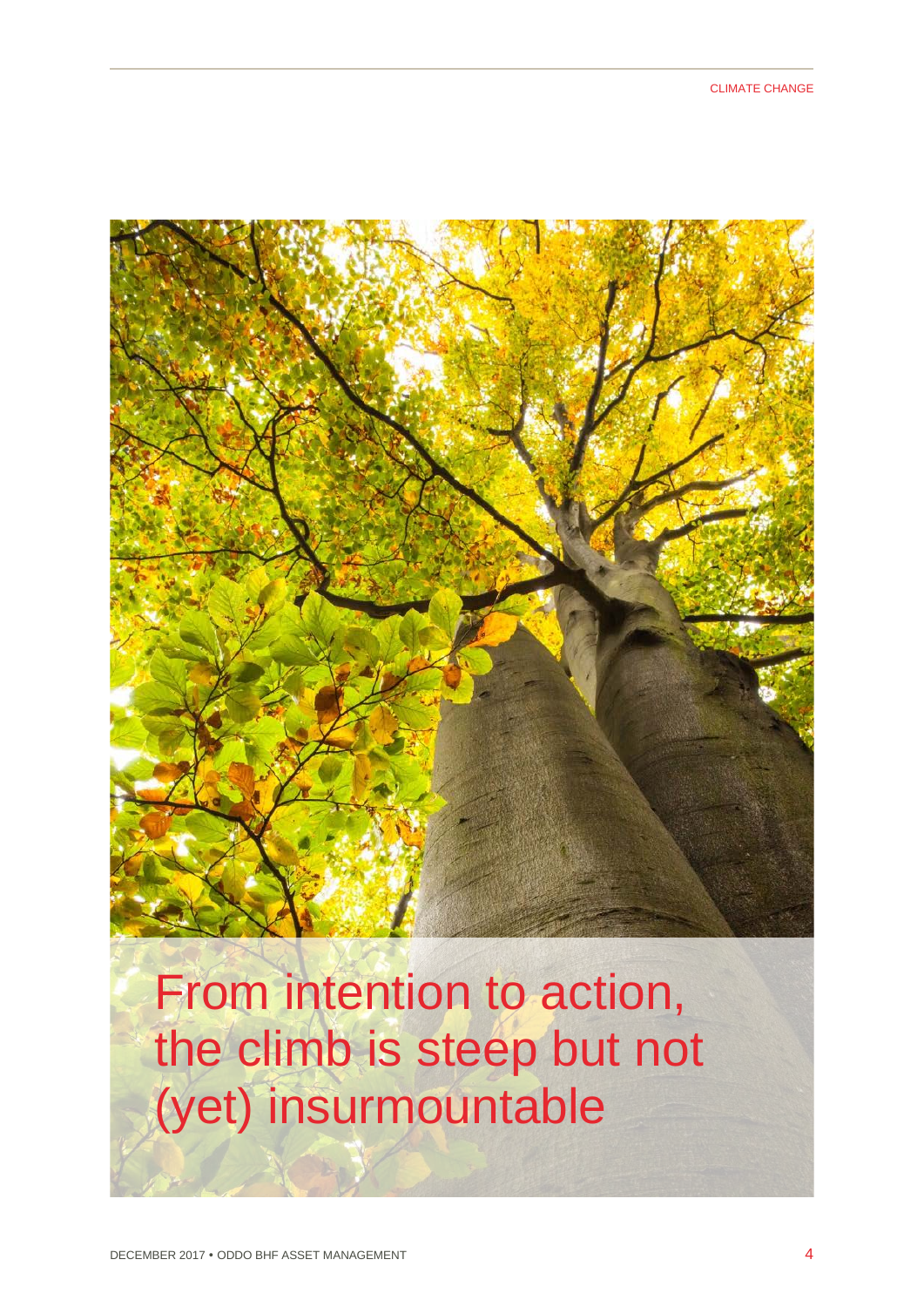# From intention to action, the climb is steep but not (yet) insurmountable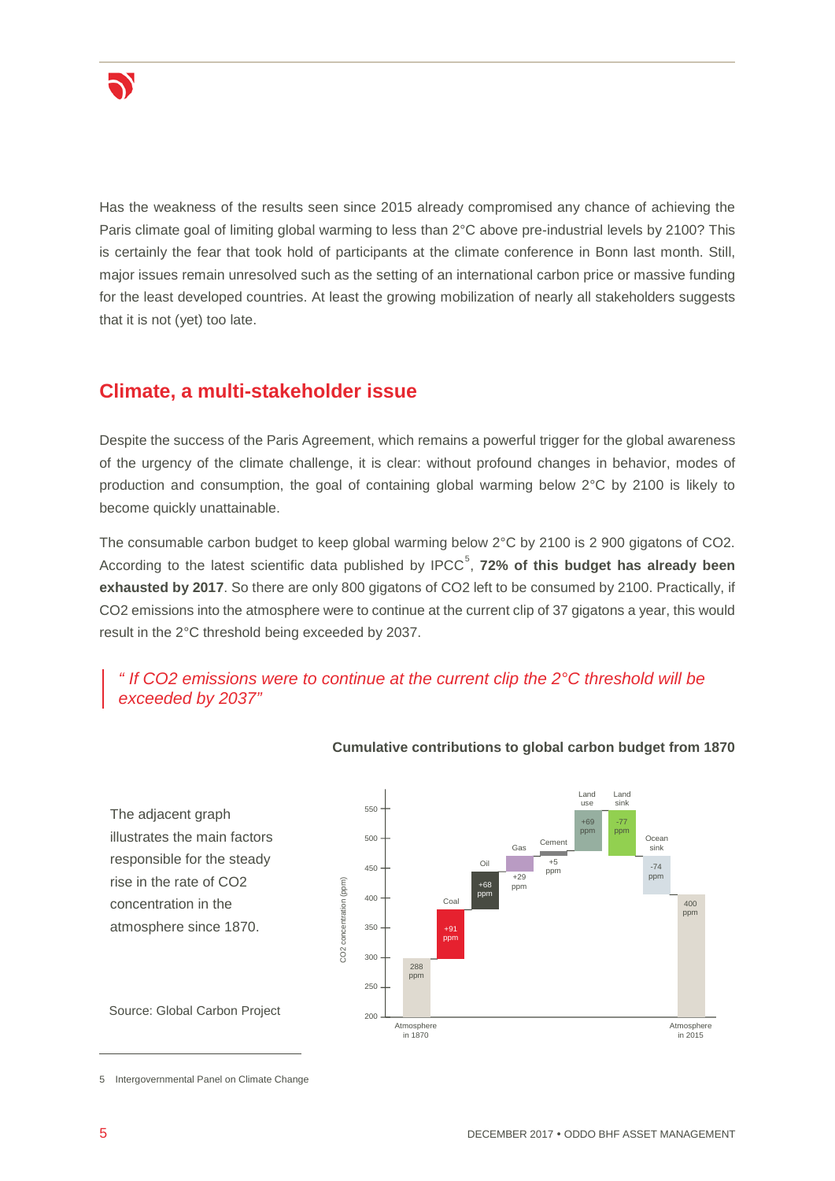Has the weakness of the results seen since 2015 already compromised any chance of achieving the Paris climate goal of limiting global warming to less than 2°C above pre-industrial levels by 2100? This is certainly the fear that took hold of participants at the climate conference in Bonn last month. Still, major issues remain unresolved such as the setting of an international carbon price or massive funding for the least developed countries. At least the growing mobilization of nearly all stakeholders suggests that it is not (yet) too late.

## Climate, a multi-stakeholder issue

Despite the success of the Paris Agreement, which remains a powerful trigger for the global awareness of the urgency of the climate challenge, it is clear: without profound changes in behavior, modes of production and consumption, the goal of containing global warming below 2°C by 2100 is likely to become quickly unattainable.

The consumable carbon budget to keep global warming below 2°C by 2100 is 2 900 gigatons of CO2. According to the latest scientific data published by IPCC[5], **72% of this budget has already been exhausted by 2017**. So there are only 800 gigatons of CO2 left to be consumed by 2100. Practically, if CO2 emissions into the atmosphere were to continue at the current clip of 37 gigatons a year, this would result in the 2°C threshold being exceeded by 2037.

> *" If CO2 emissions were to continue at the current clip the 2°C threshold will be exceeded by 2037"*

**Cumulative contributions to global carbon budget from 1870**

The adjacent graph illustrates the main factors responsible for the steady rise in the rate of CO2 concentration in the atmosphere since 1870.

Source: Global Carbon Project

| Component | CO2 concentration (ppm) |
|---|---|
| Atmosphere in 1870 | 288 ppm |
| Coal | +91 ppm |
| Oil | +68 ppm |
| Gas | +29 ppm |
| Cement | +5 ppm |
| Land use | +69 ppm |
| Land sink | -77 ppm |
| Ocean sink | -74 ppm |
| Atmosphere in 2015 | 400 ppm |

5 Intergovernmental Panel on Climate Change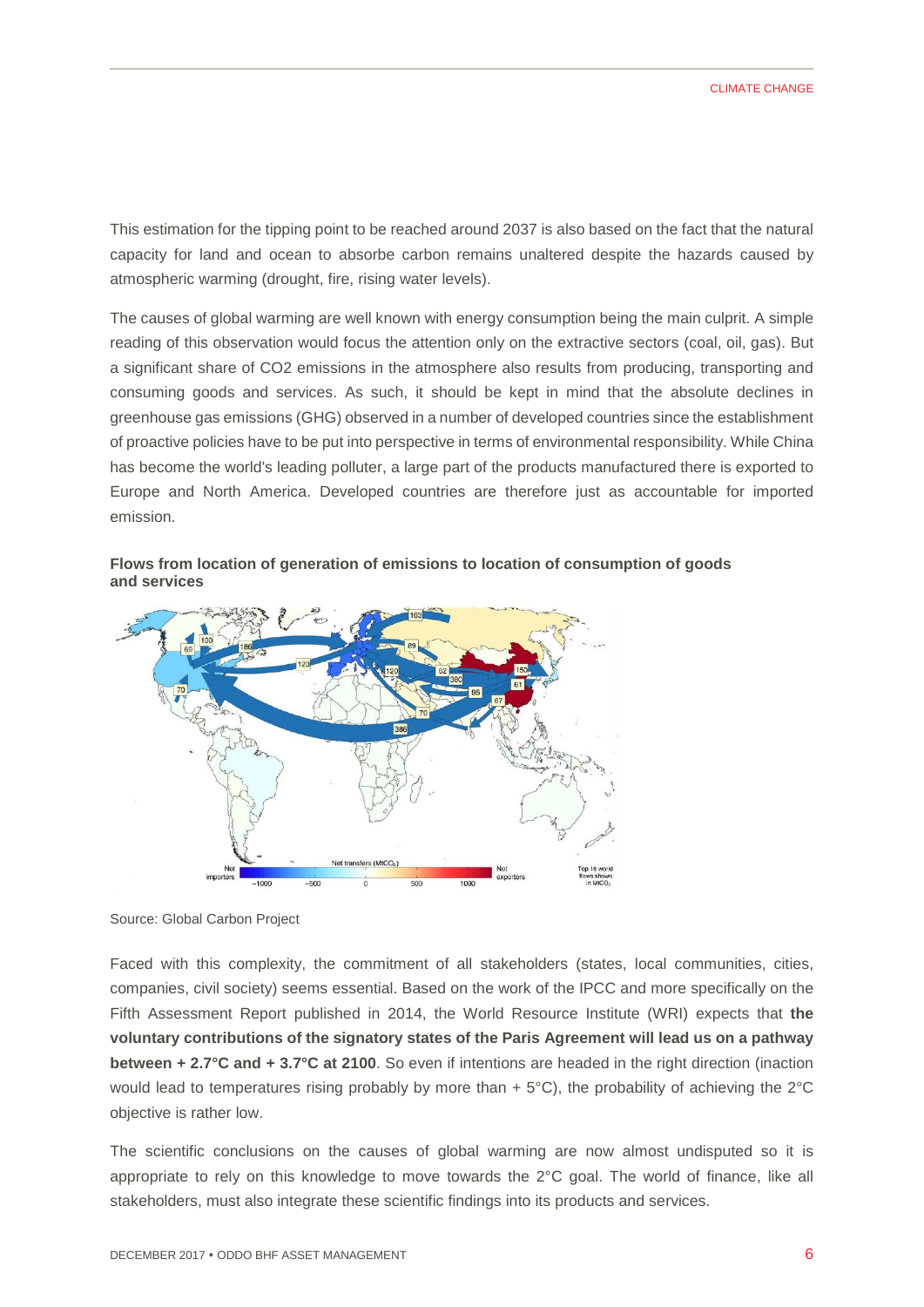This estimation for the tipping point to be reached around 2037 is also based on the fact that the natural capacity for land and ocean to absorb carbon remains unaltered despite the hazards caused by atmospheric warming (drought, fire, rising water levels).

The causes of global warming are well known with energy consumption being the main culprit. A simple reading of this observation would focus the attention only on the extractive sectors (coal, oil, gas). But a significant share of $CO_2$ emissions in the atmosphere also results from producing, transporting and consuming goods and services. As such, it should be kept in mind that the absolute declines in greenhouse gas emissions (GHG) observed in a number of developed countries since the establishment of proactive policies have to be put into perspective in terms of environmental responsibility. While China has become the world's leading polluter, a large part of the products manufactured there is exported to Europe and North America. Developed countries are therefore just as accountable for imported emission.

**Flows from location of generation of emissions to location of consumption of goods and services**

Source: Global Carbon Project

Faced with this complexity, the commitment of all stakeholders (states, local communities, cities, companies, civil society) seems essential. Based on the work of the IPCC and more specifically on the Fifth Assessment Report published in 2014, the World Resource Institute (WRI) expects that **the voluntary contributions of the signatory states of the Paris Agreement will lead us on a pathway between + 2.7°C and + 3.7°C at 2100**. So even if intentions are headed in the right direction (inaction would lead to temperatures rising probably by more than + 5°C), the probability of achieving the 2°C objective is rather low.

The scientific conclusions on the causes of global warming are now almost undisputed so it is appropriate to rely on this knowledge to move towards the 2°C goal. The world of finance, like all stakeholders, must also integrate these scientific findings into its products and services.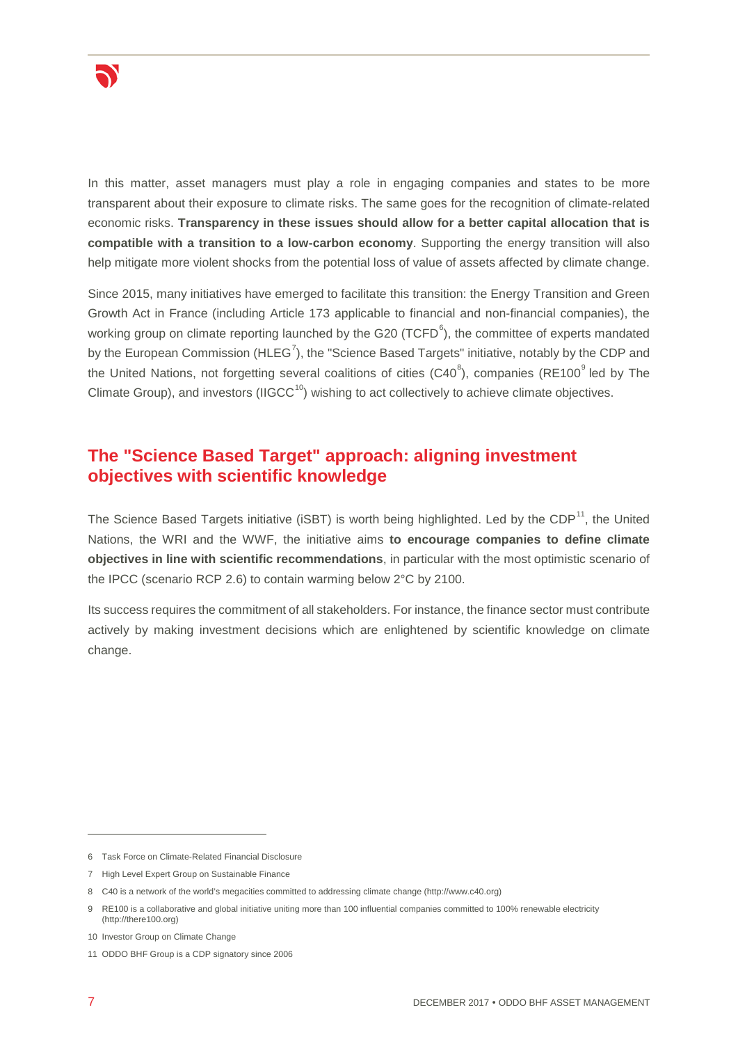In this matter, asset managers must play a role in engaging companies and states to be more transparent about their exposure to climate risks. The same goes for the recognition of climate-related economic risks. **Transparency in these issues should allow for a better capital allocation that is compatible with a transition to a low-carbon economy**. Supporting the energy transition will also help mitigate more violent shocks from the potential loss of value of assets affected by climate change.

Since 2015, many initiatives have emerged to facilitate this transition: the Energy Transition and Green Growth Act in France (including Article 173 applicable to financial and non-financial companies), the working group on climate reporting launched by the G20 (TCFD[6]), the committee of experts mandated by the European Commission (HLEG[7]), the "Science Based Targets" initiative, notably by the CDP and the United Nations, not forgetting several coalitions of cities (C40[8]), companies (RE100[9] led by The Climate Group), and investors (IIGCC[10]) wishing to act collectively to achieve climate objectives.

## The "Science Based Target" approach: aligning investment objectives with scientific knowledge

The Science Based Targets initiative (iSBT) is worth being highlighted. Led by the CDP[11], the United Nations, the WRI and the WWF, the initiative aims **to encourage companies to define climate objectives in line with scientific recommendations**, in particular with the most optimistic scenario of the IPCC (scenario RCP 2.6) to contain warming below 2°C by 2100.

Its success requires the commitment of all stakeholders. For instance, the finance sector must contribute actively by making investment decisions which are enlightened by scientific knowledge on climate change.

---

6 Task Force on Climate-Related Financial Disclosure

7 High Level Expert Group on Sustainable Finance

8 C40 is a network of the world's megacities committed to addressing climate change (http://www.c40.org)

9 RE100 is a collaborative and global initiative uniting more than 100 influential companies committed to 100% renewable electricity (http://there100.org)

10 Investor Group on Climate Change

11 ODDO BHF Group is a CDP signatory since 2006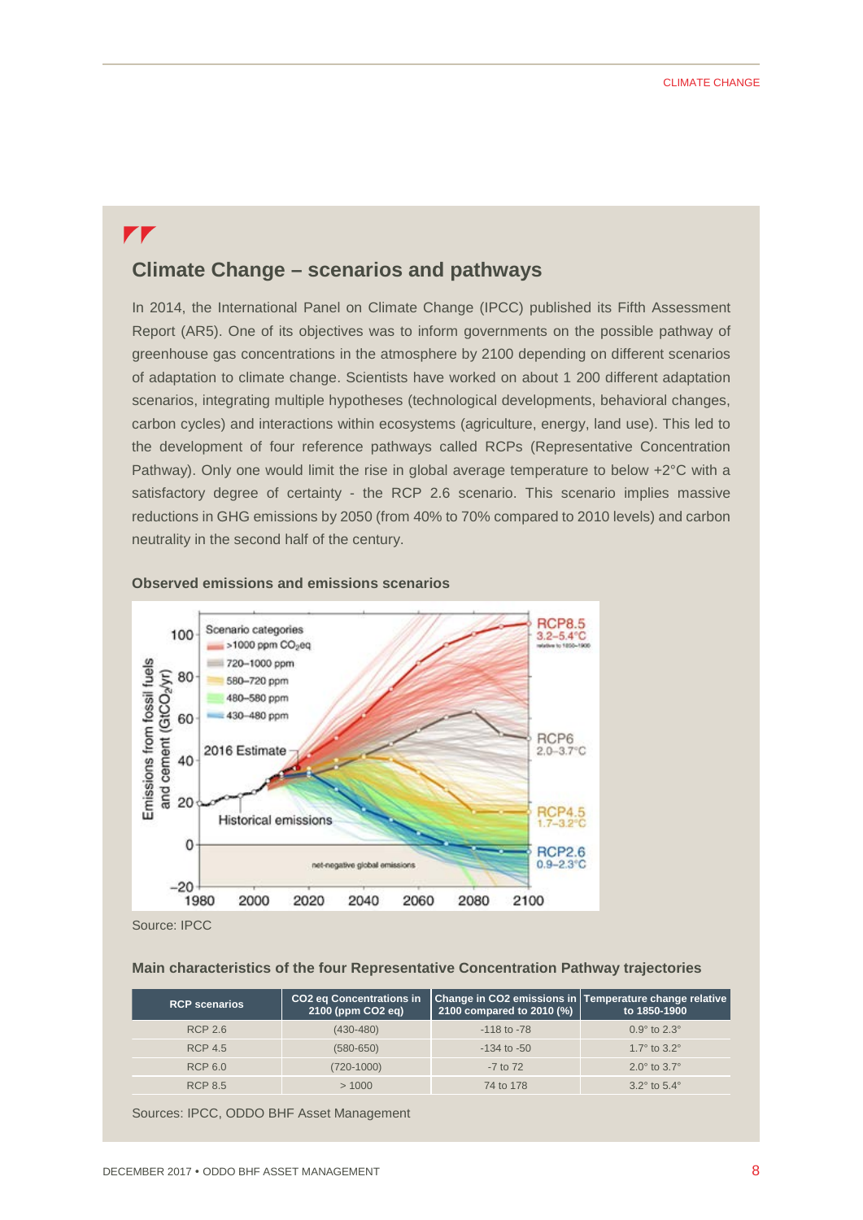## Climate Change – scenarios and pathways

In 2014, the International Panel on Climate Change (IPCC) published its Fifth Assessment Report (AR5). One of its objectives was to inform governments on the possible pathway of greenhouse gas concentrations in the atmosphere by 2100 depending on different scenarios of adaptation to climate change. Scientists have worked on about 1 200 different adaptation scenarios, integrating multiple hypotheses (technological developments, behavioral changes, carbon cycles) and interactions within ecosystems (agriculture, energy, land use). This led to the development of four reference pathways called RCPs (Representative Concentration Pathway). Only one would limit the rise in global average temperature to below +2°C with a satisfactory degree of certainty - the RCP 2.6 scenario. This scenario implies massive reductions in GHG emissions by 2050 (from 40% to 70% compared to 2010 levels) and carbon neutrality in the second half of the century.

**Observed emissions and emissions scenarios**

Source: IPCC

**Main characteristics of the four Representative Concentration Pathway trajectories**

| RCP scenarios | CO2 eq Concentrations in 2100 (ppm CO2 eq) | Change in CO2 emissions in 2100 compared to 2010 (%) | Temperature change relative to 1850-1900 |
|---|---|---|---|
| RCP 2.6 | (430-480) | -118 to -78 | 0.9° to 2.3° |
| RCP 4.5 | (580-650) | -134 to -50 | 1.7° to 3.2° |
| RCP 6.0 | (720-1000) | -7 to 72 | 2.0° to 3.7° |
| RCP 8.5 | > 1000 | 74 to 178 | 3.2° to 5.4° |

Sources: IPCC, ODDO BHF Asset Management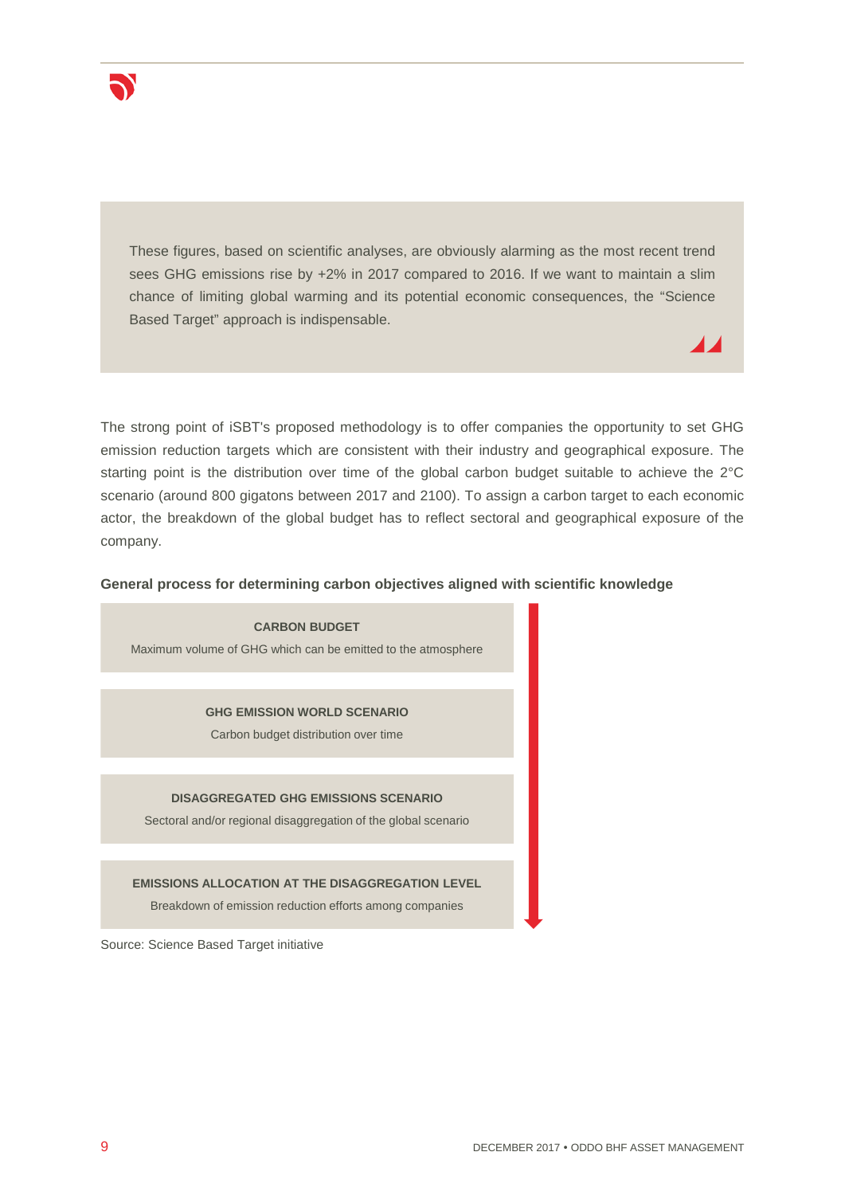> These figures, based on scientific analyses, are obviously alarming as the most recent trend sees GHG emissions rise by +2% in 2017 compared to 2016. If we want to maintain a slim chance of limiting global warming and its potential economic consequences, the “Science Based Target” approach is indispensable.

The strong point of iSBT's proposed methodology is to offer companies the opportunity to set GHG emission reduction targets which are consistent with their industry and geographical exposure. The starting point is the distribution over time of the global carbon budget suitable to achieve the 2°C scenario (around 800 gigatons between 2017 and 2100). To assign a carbon target to each economic actor, the breakdown of the global budget has to reflect sectoral and geographical exposure of the company.

**General process for determining carbon objectives aligned with scientific knowledge**

**CARBON BUDGET**
Maximum volume of GHG which can be emitted to the atmosphere

**GHG EMISSION WORLD SCENARIO**
Carbon budget distribution over time

**DISAGGREGATED GHG EMISSIONS SCENARIO**
Sectoral and/or regional disaggregation of the global scenario

**EMISSIONS ALLOCATION AT THE DISAGGREGATION LEVEL**
Breakdown of emission reduction efforts among companies

Source: Science Based Target initiative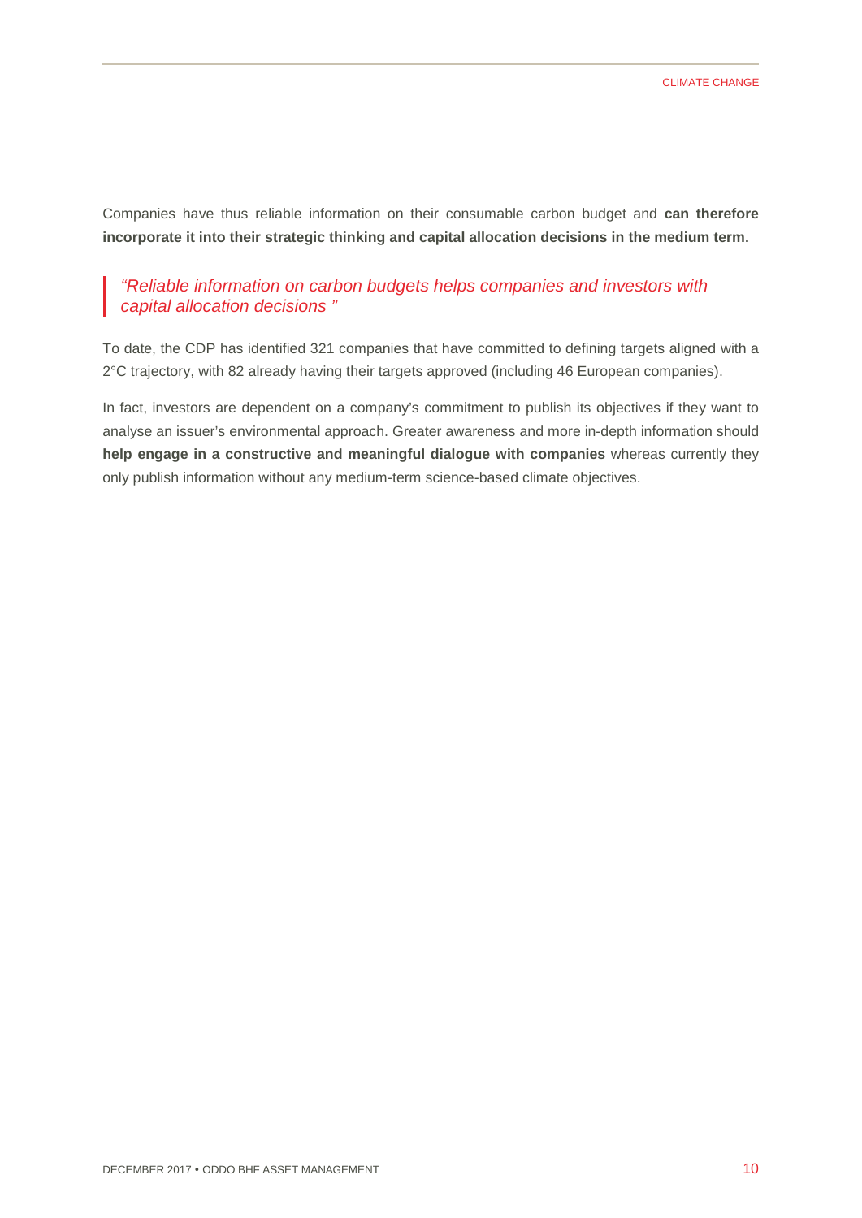Companies have thus reliable information on their consumable carbon budget and **can therefore incorporate it into their strategic thinking and capital allocation decisions in the medium term.**

> *"Reliable information on carbon budgets helps companies and investors with capital allocation decisions "*

To date, the CDP has identified 321 companies that have committed to defining targets aligned with a 2°C trajectory, with 82 already having their targets approved (including 46 European companies).

In fact, investors are dependent on a company's commitment to publish its objectives if they want to analyse an issuer's environmental approach. Greater awareness and more in-depth information should **help engage in a constructive and meaningful dialogue with companies** whereas currently they only publish information without any medium-term science-based climate objectives.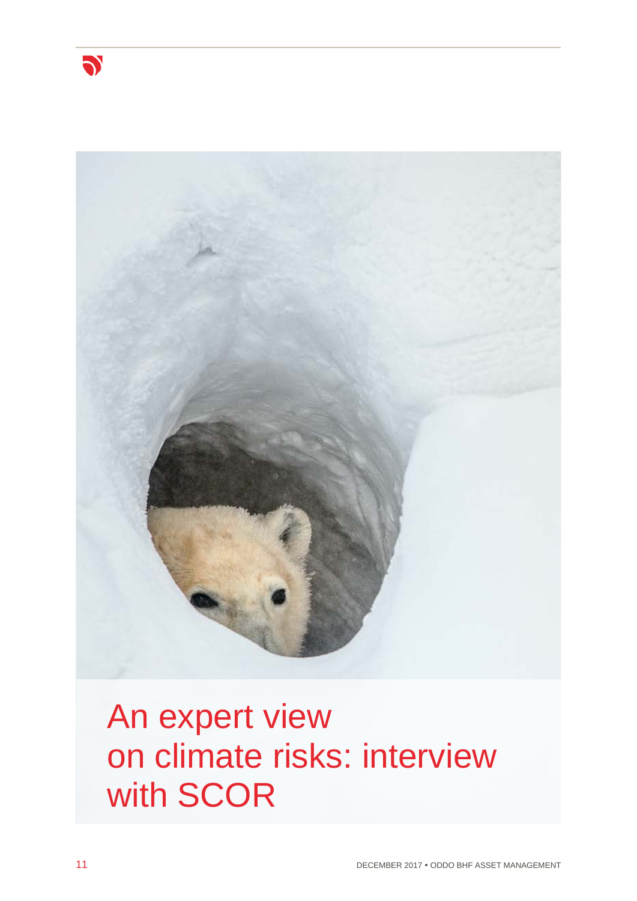# An expert view on climate risks: interview with SCOR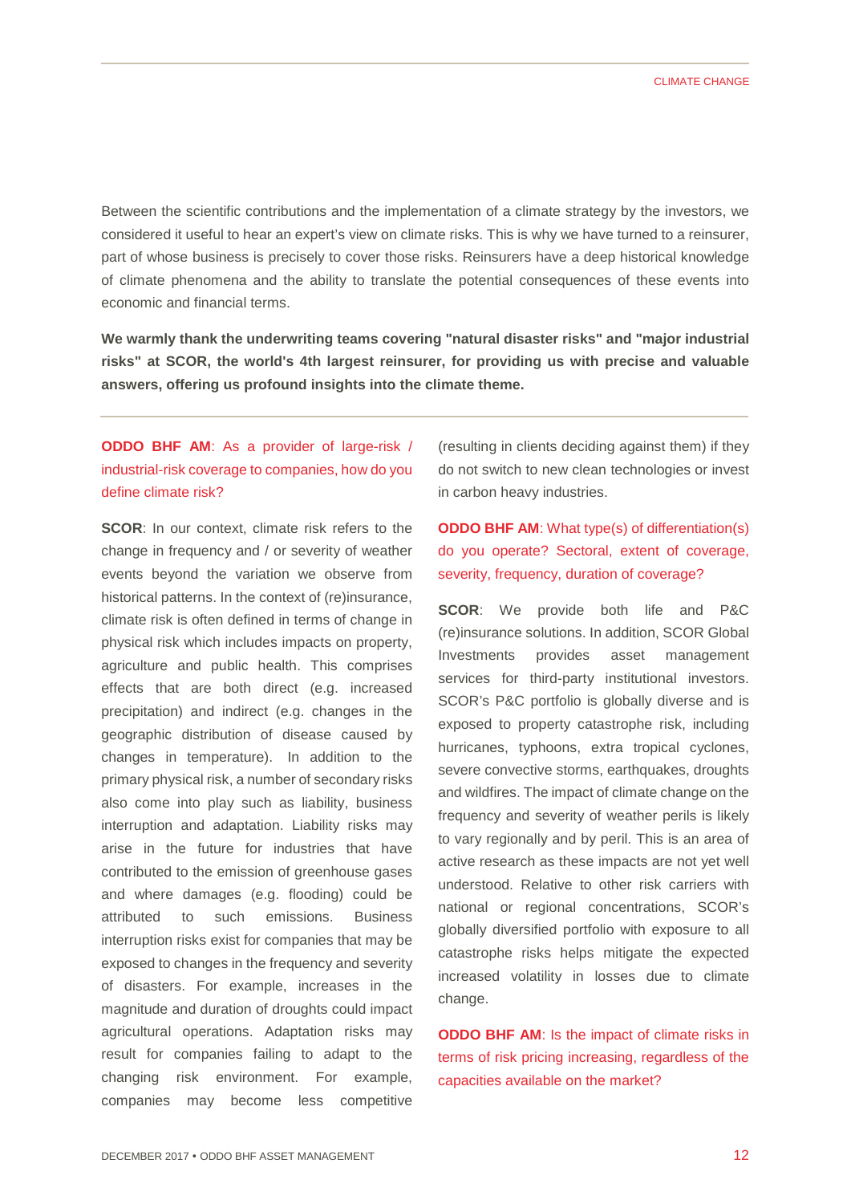Between the scientific contributions and the implementation of a climate strategy by the investors, we considered it useful to hear an expert's view on climate risks. This is why we have turned to a reinsurer, part of whose business is precisely to cover those risks. Reinsurers have a deep historical knowledge of climate phenomena and the ability to translate the potential consequences of these events into economic and financial terms.

**We warmly thank the underwriting teams covering "natural disaster risks" and "major industrial risks" at SCOR, the world's 4th largest reinsurer, for providing us with precise and valuable answers, offering us profound insights into the climate theme.**

---

**ODDO BHF AM**: As a provider of large-risk / industrial-risk coverage to companies, how do you define climate risk?

**SCOR**: In our context, climate risk refers to the change in frequency and / or severity of weather events beyond the variation we observe from historical patterns. In the context of (re)insurance, climate risk is often defined in terms of change in physical risk which includes impacts on property, agriculture and public health. This comprises effects that are both direct (e.g. increased precipitation) and indirect (e.g. changes in the geographic distribution of disease caused by changes in temperature). In addition to the primary physical risk, a number of secondary risks also come into play such as liability, business interruption and adaptation. Liability risks may arise in the future for industries that have contributed to the emission of greenhouse gases and where damages (e.g. flooding) could be attributed to such emissions. Business interruption risks exist for companies that may be exposed to changes in the frequency and severity of disasters. For example, increases in the magnitude and duration of droughts could impact agricultural operations. Adaptation risks may result for companies failing to adapt to the changing risk environment. For example, companies may become less competitive (resulting in clients deciding against them) if they do not switch to new clean technologies or invest in carbon heavy industries.

**ODDO BHF AM**: What type(s) of differentiation(s) do you operate? Sectoral, extent of coverage, severity, frequency, duration of coverage?

**SCOR**: We provide both life and P&C (re)insurance solutions. In addition, SCOR Global Investments provides asset management services for third-party institutional investors. SCOR's P&C portfolio is globally diverse and is exposed to property catastrophe risk, including hurricanes, typhoons, extra tropical cyclones, severe convective storms, earthquakes, droughts and wildfires. The impact of climate change on the frequency and severity of weather perils is likely to vary regionally and by peril. This is an area of active research as these impacts are not yet well understood. Relative to other risk carriers with national or regional concentrations, SCOR's globally diversified portfolio with exposure to all catastrophe risks helps mitigate the expected increased volatility in losses due to climate change.

**ODDO BHF AM**: Is the impact of climate risks in terms of risk pricing increasing, regardless of the capacities available on the market?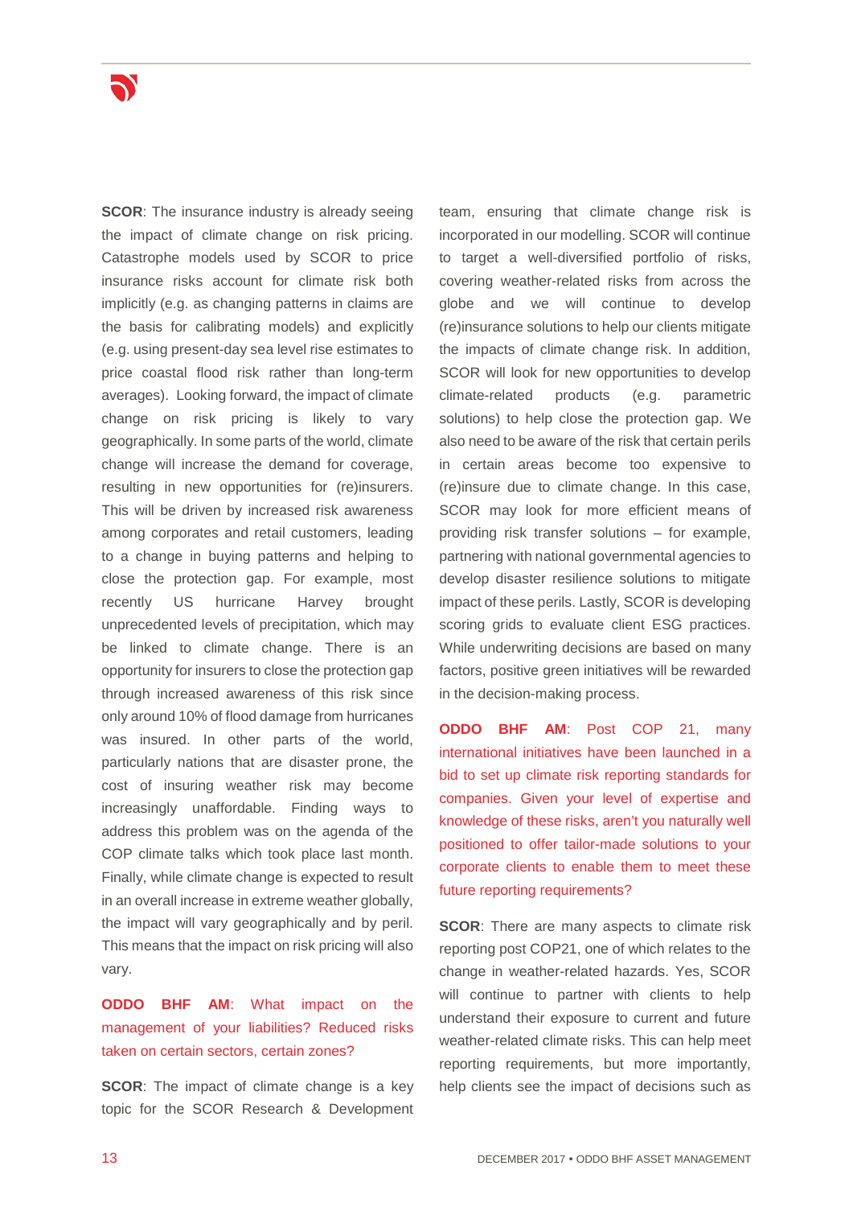**SCOR**: The insurance industry is already seeing the impact of climate change on risk pricing. Catastrophe models used by SCOR to price insurance risks account for climate risk both implicitly (e.g. as changing patterns in claims are the basis for calibrating models) and explicitly (e.g. using present-day sea level rise estimates to price coastal flood risk rather than long-term averages). Looking forward, the impact of climate change on risk pricing is likely to vary geographically. In some parts of the world, climate change will increase the demand for coverage, resulting in new opportunities for (re)insurers. This will be driven by increased risk awareness among corporates and retail customers, leading to a change in buying patterns and helping to close the protection gap. For example, most recently US hurricane Harvey brought unprecedented levels of precipitation, which may be linked to climate change. There is an opportunity for insurers to close the protection gap through increased awareness of this risk since only around 10% of flood damage from hurricanes was insured. In other parts of the world, particularly nations that are disaster prone, the cost of insuring weather risk may become increasingly unaffordable. Finding ways to address this problem was on the agenda of the COP climate talks which took place last month. Finally, while climate change is expected to result in an overall increase in extreme weather globally, the impact will vary geographically and by peril. This means that the impact on risk pricing will also vary.

**ODDO BHF AM**: What impact on the management of your liabilities? Reduced risks taken on certain sectors, certain zones?

**SCOR**: The impact of climate change is a key topic for the SCOR Research & Development team, ensuring that climate change risk is incorporated in our modelling. SCOR will continue to target a well-diversified portfolio of risks, covering weather-related risks from across the globe and we will continue to develop (re)insurance solutions to help our clients mitigate the impacts of climate change risk. In addition, SCOR will look for new opportunities to develop climate-related products (e.g. parametric solutions) to help close the protection gap. We also need to be aware of the risk that certain perils in certain areas become too expensive to (re)insure due to climate change. In this case, SCOR may look for more efficient means of providing risk transfer solutions – for example, partnering with national governmental agencies to develop disaster resilience solutions to mitigate impact of these perils. Lastly, SCOR is developing scoring grids to evaluate client ESG practices. While underwriting decisions are based on many factors, positive green initiatives will be rewarded in the decision-making process.

**ODDO BHF AM**: Post COP 21, many international initiatives have been launched in a bid to set up climate risk reporting standards for companies. Given your level of expertise and knowledge of these risks, aren't you naturally well positioned to offer tailor-made solutions to your corporate clients to enable them to meet these future reporting requirements?

**SCOR**: There are many aspects to climate risk reporting post COP21, one of which relates to the change in weather-related hazards. Yes, SCOR will continue to partner with clients to help understand their exposure to current and future weather-related climate risks. This can help meet reporting requirements, but more importantly, help clients see the impact of decisions such as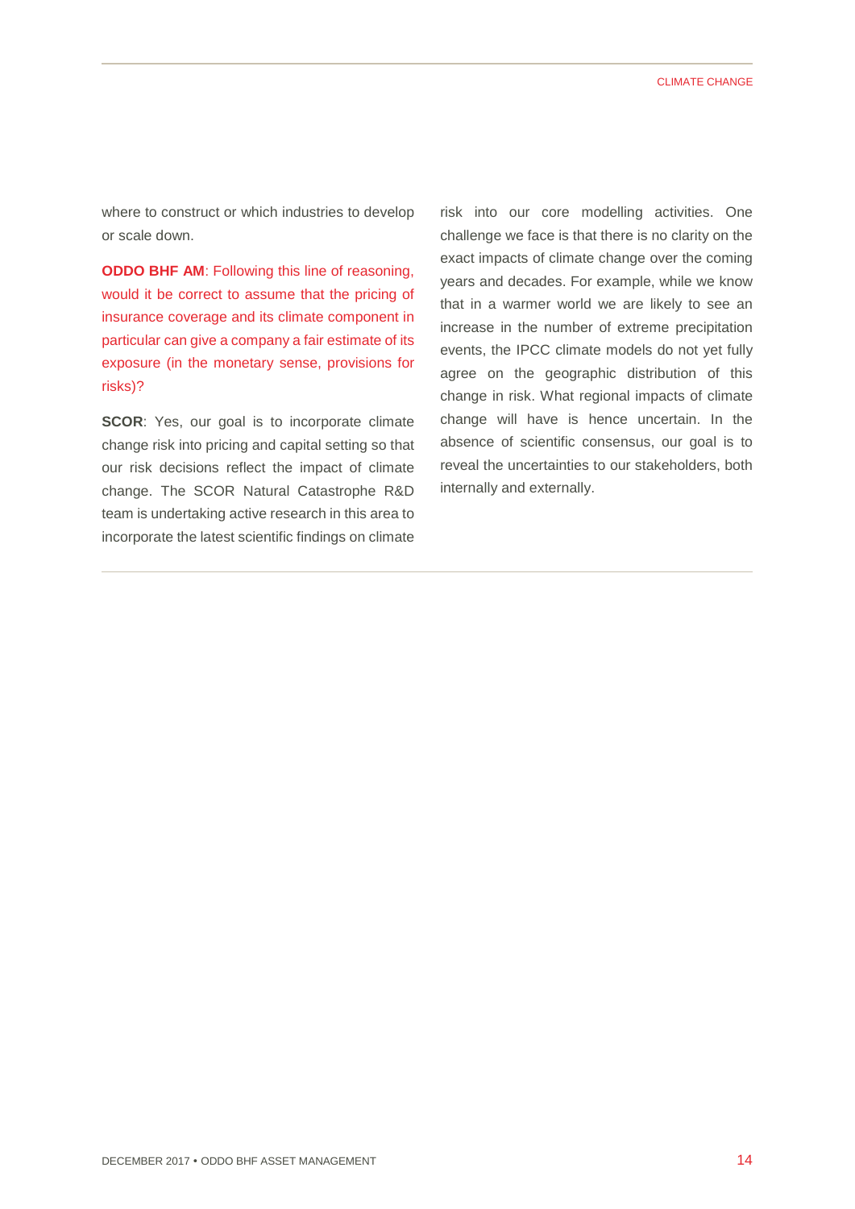where to construct or which industries to develop or scale down.

**ODDO BHF AM**: Following this line of reasoning, would it be correct to assume that the pricing of insurance coverage and its climate component in particular can give a company a fair estimate of its exposure (in the monetary sense, provisions for risks)?

**SCOR**: Yes, our goal is to incorporate climate change risk into pricing and capital setting so that our risk decisions reflect the impact of climate change. The SCOR Natural Catastrophe R&D team is undertaking active research in this area to incorporate the latest scientific findings on climate risk into our core modelling activities. One challenge we face is that there is no clarity on the exact impacts of climate change over the coming years and decades. For example, while we know that in a warmer world we are likely to see an increase in the number of extreme precipitation events, the IPCC climate models do not yet fully agree on the geographic distribution of this change in risk. What regional impacts of climate change will have is hence uncertain. In the absence of scientific consensus, our goal is to reveal the uncertainties to our stakeholders, both internally and externally.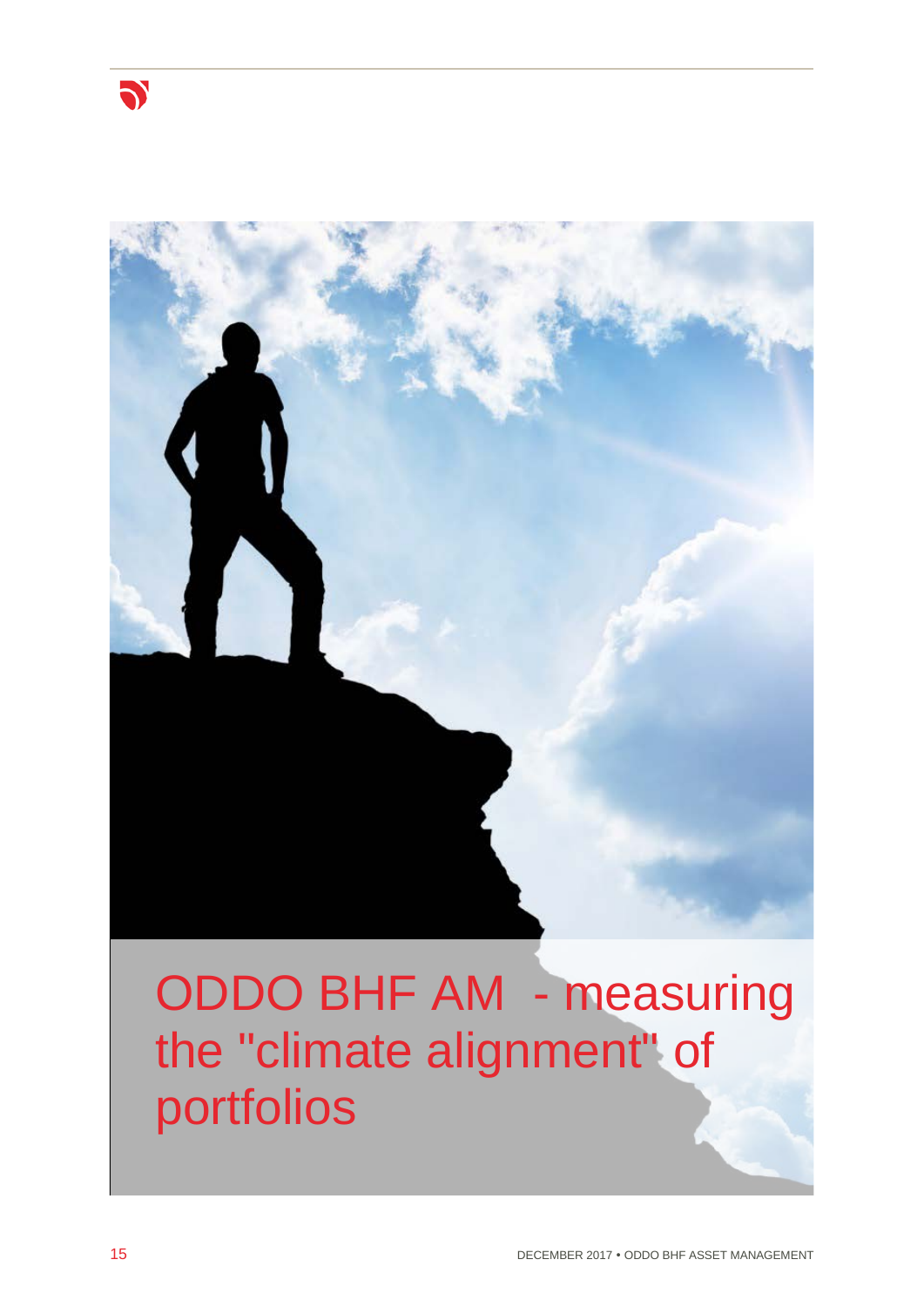# ODDO BHF AM - measuring the "climate alignment" of portfolios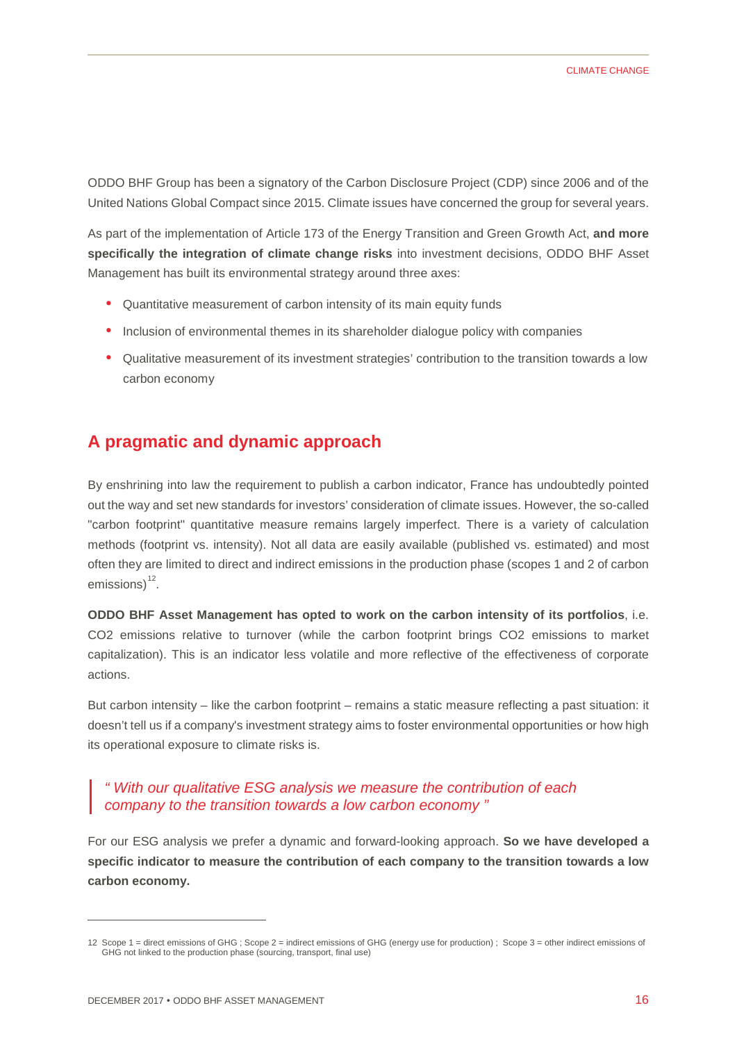ODDO BHF Group has been a signatory of the Carbon Disclosure Project (CDP) since 2006 and of the United Nations Global Compact since 2015. Climate issues have concerned the group for several years.

As part of the implementation of Article 173 of the Energy Transition and Green Growth Act, **and more specifically the integration of climate change risks** into investment decisions, ODDO BHF Asset Management has built its environmental strategy around three axes:

- Quantitative measurement of carbon intensity of its main equity funds
- Inclusion of environmental themes in its shareholder dialogue policy with companies
- Qualitative measurement of its investment strategies' contribution to the transition towards a low carbon economy

## A pragmatic and dynamic approach

By enshrining into law the requirement to publish a carbon indicator, France has undoubtedly pointed out the way and set new standards for investors' consideration of climate issues. However, the so-called "carbon footprint" quantitative measure remains largely imperfect. There is a variety of calculation methods (footprint vs. intensity). Not all data are easily available (published vs. estimated) and most often they are limited to direct and indirect emissions in the production phase (scopes 1 and 2 of carbon emissions)[12].

**ODDO BHF Asset Management has opted to work on the carbon intensity of its portfolios**, i.e. $CO_2$ emissions relative to turnover (while the carbon footprint brings $CO_2$ emissions to market capitalization). This is an indicator less volatile and more reflective of the effectiveness of corporate actions.

But carbon intensity – like the carbon footprint – remains a static measure reflecting a past situation: it doesn't tell us if a company's investment strategy aims to foster environmental opportunities or how high its operational exposure to climate risks is.

> *" With our qualitative ESG analysis we measure the contribution of each company to the transition towards a low carbon economy "*

For our ESG analysis we prefer a dynamic and forward-looking approach. **So we have developed a specific indicator to measure the contribution of each company to the transition towards a low carbon economy.**

---

12 Scope 1 = direct emissions of GHG ; Scope 2 = indirect emissions of GHG (energy use for production) ; Scope 3 = other indirect emissions of GHG not linked to the production phase (sourcing, transport, final use)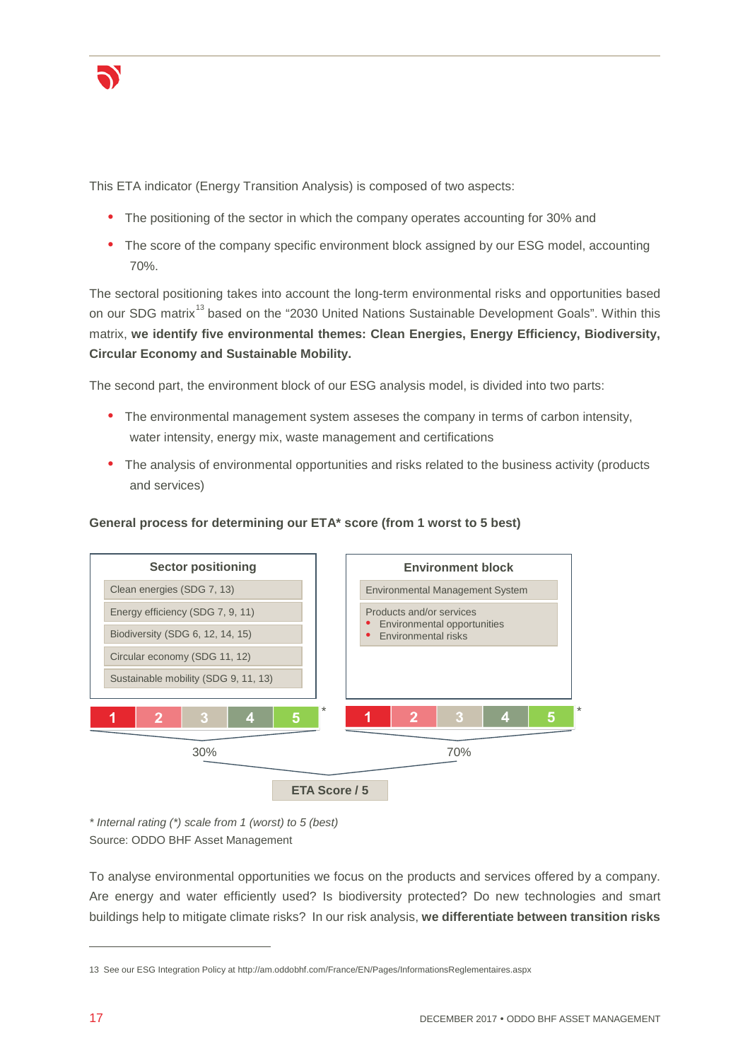This ETA indicator (Energy Transition Analysis) is composed of two aspects:

- The positioning of the sector in which the company operates accounting for 30% and
- The score of the company specific environment block assigned by our ESG model, accounting 70%.

The sectoral positioning takes into account the long-term environmental risks and opportunities based on our SDG matrix[13] based on the "2030 United Nations Sustainable Development Goals". Within this matrix, **we identify five environmental themes: Clean Energies, Energy Efficiency, Biodiversity, Circular Economy and Sustainable Mobility.**

The second part, the environment block of our ESG analysis model, is divided into two parts:

- The environmental management system asseses the company in terms of carbon intensity, water intensity, energy mix, waste management and certifications
- The analysis of environmental opportunities and risks related to the business activity (products and services)

**General process for determining our ETA* score (from 1 worst to 5 best)**

**Sector positioning**

- Clean energies (SDG 7, 13)
- Energy efficiency (SDG 7, 9, 11)
- Biodiversity (SDG 6, 12, 14, 15)
- Circular economy (SDG 11, 12)
- Sustainable mobility (SDG 9, 11, 13)

1 | 2 | 3 | 4 | 5 *

30%

**Environment block**

- Environmental Management System
- Products and/or services
  - Environmental opportunities
  - Environmental risks

1 | 2 | 3 | 4 | 5 *

70%

**ETA Score / 5**

*\* Internal rating (\*) scale from 1 (worst) to 5 (best)*
Source: ODDO BHF Asset Management

To analyse environmental opportunities we focus on the products and services offered by a company. Are energy and water efficiently used? Is biodiversity protected? Do new technologies and smart buildings help to mitigate climate risks? In our risk analysis, **we differentiate between transition risks**

13 See our ESG Integration Policy at http://am.oddobhf.com/France/EN/Pages/InformationsReglementaires.aspx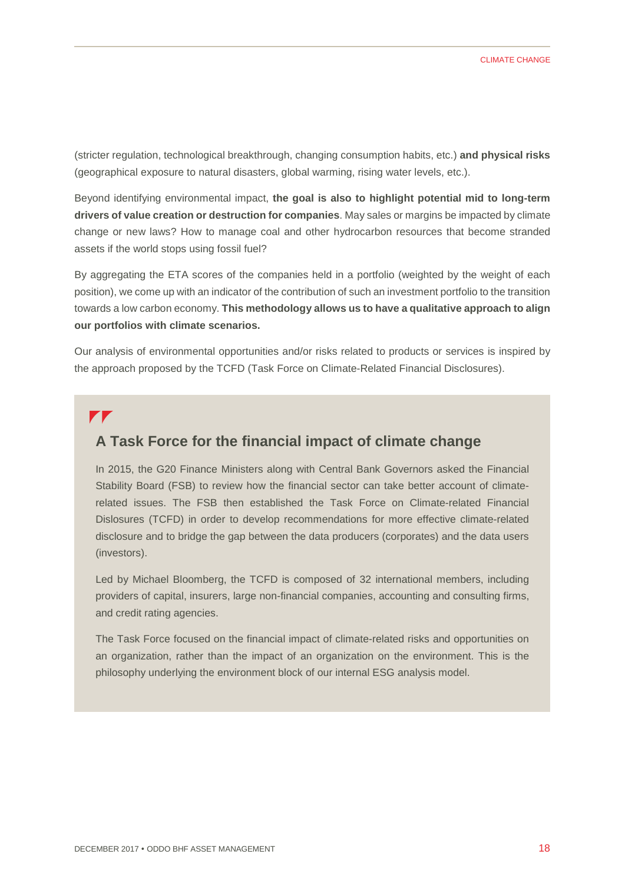(stricter regulation, technological breakthrough, changing consumption habits, etc.) **and physical risks** (geographical exposure to natural disasters, global warming, rising water levels, etc.).

Beyond identifying environmental impact, **the goal is also to highlight potential mid to long-term drivers of value creation or destruction for companies**. May sales or margins be impacted by climate change or new laws? How to manage coal and other hydrocarbon resources that become stranded assets if the world stops using fossil fuel?

By aggregating the ETA scores of the companies held in a portfolio (weighted by the weight of each position), we come up with an indicator of the contribution of such an investment portfolio to the transition towards a low carbon economy. **This methodology allows us to have a qualitative approach to align our portfolios with climate scenarios.**

Our analysis of environmental opportunities and/or risks related to products or services is inspired by the approach proposed by the TCFD (Task Force on Climate-Related Financial Disclosures).

### A Task Force for the financial impact of climate change

In 2015, the G20 Finance Ministers along with Central Bank Governors asked the Financial Stability Board (FSB) to review how the financial sector can take better account of climate-related issues. The FSB then established the Task Force on Climate-related Financial Dislosures (TCFD) in order to develop recommendations for more effective climate-related disclosure and to bridge the gap between the data producers (corporates) and the data users (investors).

Led by Michael Bloomberg, the TCFD is composed of 32 international members, including providers of capital, insurers, large non-financial companies, accounting and consulting firms, and credit rating agencies.

The Task Force focused on the financial impact of climate-related risks and opportunities on an organization, rather than the impact of an organization on the environment. This is the philosophy underlying the environment block of our internal ESG analysis model.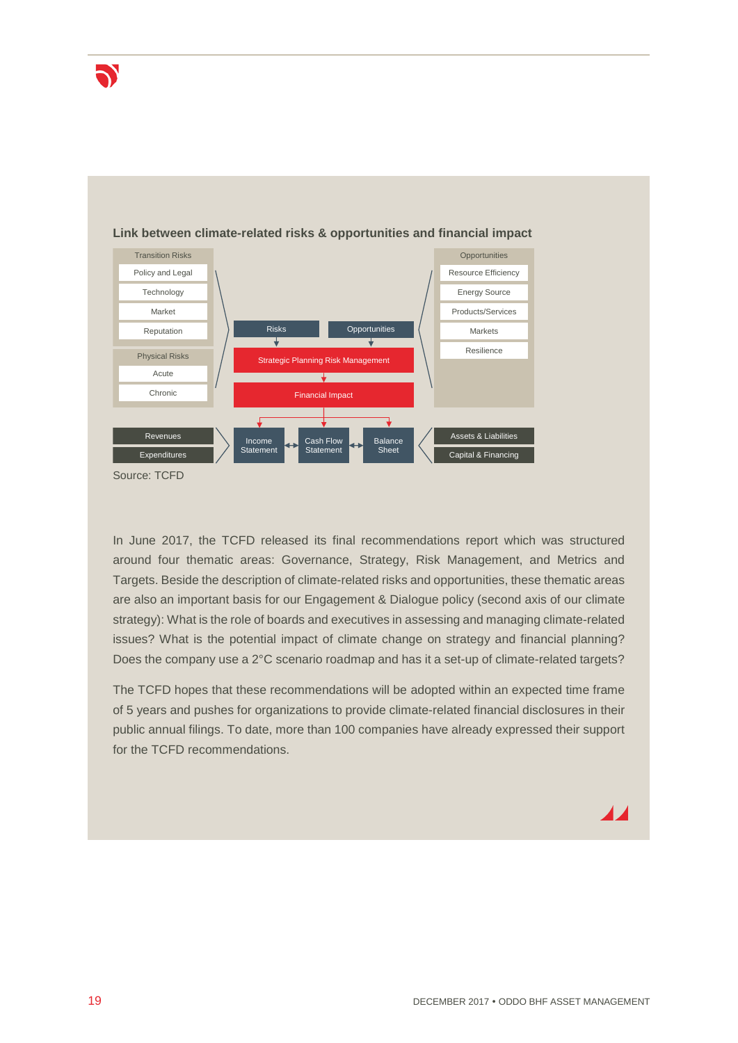**Link between climate-related risks & opportunities and financial impact**

Transition Risks
- Policy and Legal
- Technology
- Market
- Reputation

Physical Risks
- Acute
- Chronic

Opportunities
- Resource Efficiency
- Energy Source
- Products/Services
- Markets
- Resilience

Risks → Strategic Planning Risk Management ← Opportunities

Financial Impact

Revenues / Expenditures → Income Statement ↔ Cash Flow Statement ↔ Balance Sheet ← Assets & Liabilities / Capital & Financing

Source: TCFD

In June 2017, the TCFD released its final recommendations report which was structured around four thematic areas: Governance, Strategy, Risk Management, and Metrics and Targets. Beside the description of climate-related risks and opportunities, these thematic areas are also an important basis for our Engagement & Dialogue policy (second axis of our climate strategy): What is the role of boards and executives in assessing and managing climate-related issues? What is the potential impact of climate change on strategy and financial planning? Does the company use a 2°C scenario roadmap and has it a set-up of climate-related targets?

The TCFD hopes that these recommendations will be adopted within an expected time frame of 5 years and pushes for organizations to provide climate-related financial disclosures in their public annual filings. To date, more than 100 companies have already expressed their support for the TCFD recommendations.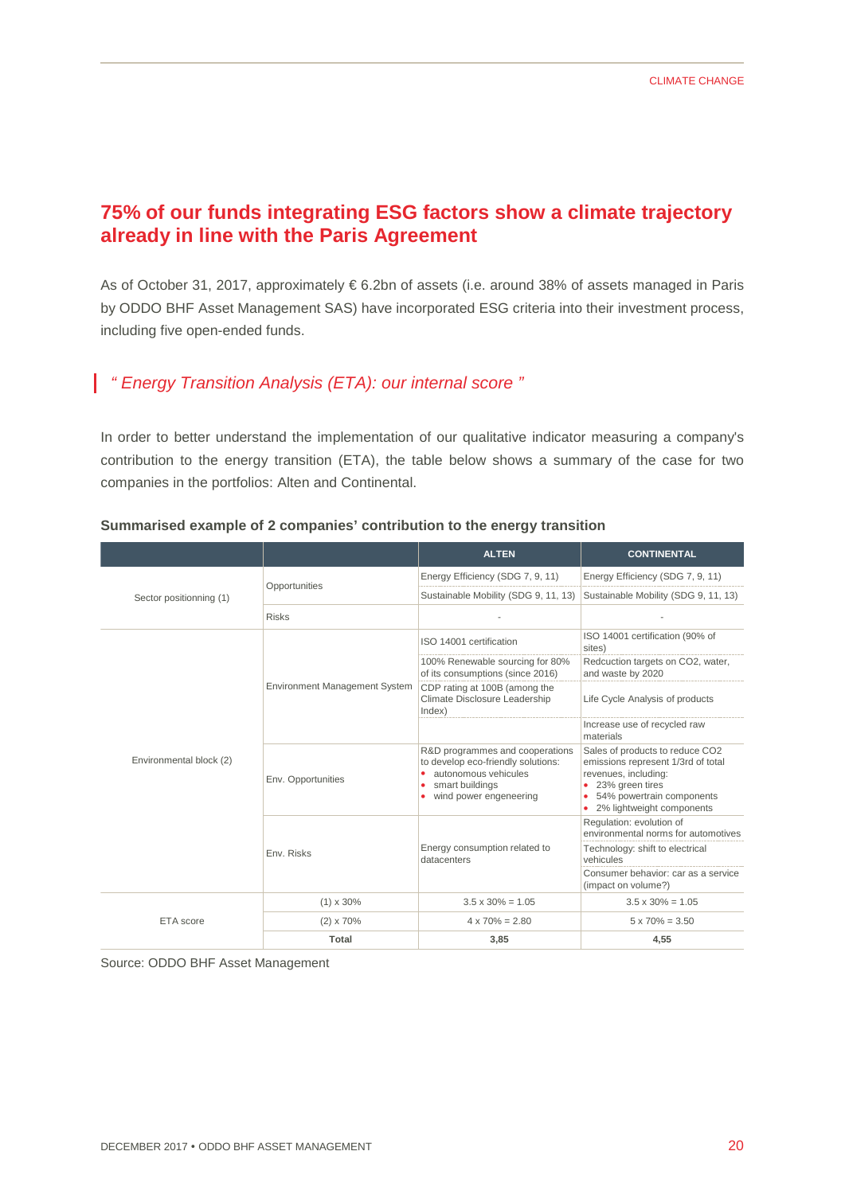## 75% of our funds integrating ESG factors show a climate trajectory already in line with the Paris Agreement

As of October 31, 2017, approximately € 6.2bn of assets (i.e. around 38% of assets managed in Paris by ODDO BHF Asset Management SAS) have incorporated ESG criteria into their investment process, including five open-ended funds.

> *" Energy Transition Analysis (ETA): our internal score "*

In order to better understand the implementation of our qualitative indicator measuring a company's contribution to the energy transition (ETA), the table below shows a summary of the case for two companies in the portfolios: Alten and Continental.

**Summarised example of 2 companies' contribution to the energy transition**

| | | ALTEN | CONTINENTAL |
|---|---|---|---|
| Sector positionning (1) | Opportunities | Energy Efficiency (SDG 7, 9, 11) | Energy Efficiency (SDG 7, 9, 11) |
| | | Sustainable Mobility (SDG 9, 11, 13) | Sustainable Mobility (SDG 9, 11, 13) |
| | Risks | - | - |
| Environmental block (2) | Environment Management System | ISO 14001 certification | ISO 14001 certification (90% of sites) |
| | | 100% Renewable sourcing for 80% of its consumptions (since 2016) | Redcuction targets on CO2, water, and waste by 2020 |
| | | CDP rating at 100B (among the Climate Disclosure Leadership Index) | Life Cycle Analysis of products |
| | | | Increase use of recycled raw materials |
| | Env. Opportunities | R&D programmes and cooperations to develop eco-friendly solutions:<br>• autonomous vehicules<br>• smart buildings<br>• wind power engeneering | Sales of products to reduce CO2 emissions represent 1/3rd of total revenues, including:<br>• 23% green tires<br>• 54% powertrain components<br>• 2% lightweight components |
| | Env. Risks | Energy consumption related to datacenters | Regulation: evolution of environmental norms for automotives |
| | | | Technology: shift to electrical vehicules |
| | | | Consumer behavior: car as a service (impact on volume?) |
| ETA score | (1) x 30% | 3.5 x 30% = 1.05 | 3.5 x 30% = 1.05 |
| | (2) x 70% | 4 x 70% = 2.80 | 5 x 70% = 3.50 |
| | **Total** | **3,85** | **4,55** |

Source: ODDO BHF Asset Management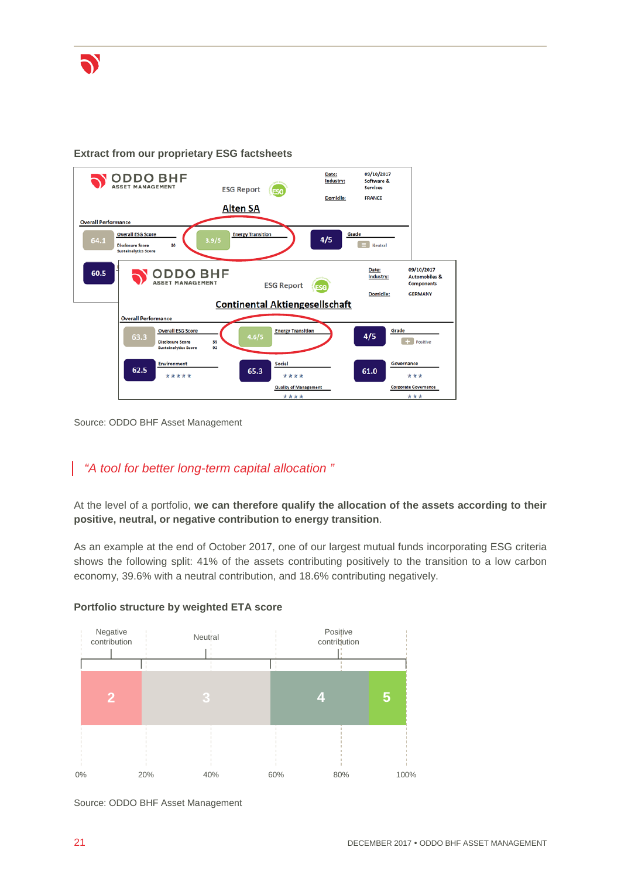**Extract from our proprietary ESG factsheets**

ODDO BHF ASSET MANAGEMENT — ESG Report

**Alten SA**

Date: 09/10/2017
Industry: Software & Services
Domicile: FRANCE

Overall Performance

| 64.1 | Overall ESG Score | 3.9/5 | Energy Transition | 4/5 | Grade |
|---|---|---|---|---|---|
| | Disclosure Score 40 | | | | Neutral |
| | Sustainalytics Score | | | | |
| 60.5 | | | | | |

ODDO BHF ASSET MANAGEMENT — ESG Report

**Continental Aktiengesellschaft**

Date: 09/10/2017
Industry: Automobiles & Components
Domicile: GERMANY

Overall Performance

| 63.3 | Overall ESG Score | 4.6/5 | Energy Transition | 4/5 | Grade |
|---|---|---|---|---|---|
| | Disclosure Score 35 | | | | Positive |
| | Sustainalytics Score 92 | | | | |
| 62.5 | Environment ★★★★★ | 65.3 | Social ★★★★ | 61.0 | Governance ★★★ |
| | | | Quality of Management ★★★★ | | Corporate Governance ★★★ |

Source: ODDO BHF Asset Management

*"A tool for better long-term capital allocation "*

At the level of a portfolio, **we can therefore qualify the allocation of the assets according to their positive, neutral, or negative contribution to energy transition**.

As an example at the end of October 2017, one of our largest mutual funds incorporating ESG criteria shows the following split: 41% of the assets contributing positively to the transition to a low carbon economy, 39.6% with a neutral contribution, and 18.6% contributing negatively.

**Portfolio structure by weighted ETA score**

| Negative contribution | Neutral | Positive contribution | |
|---|---|---|---|
| 2 | 3 | 4 | 5 |

0% 20% 40% 60% 80% 100%

Source: ODDO BHF Asset Management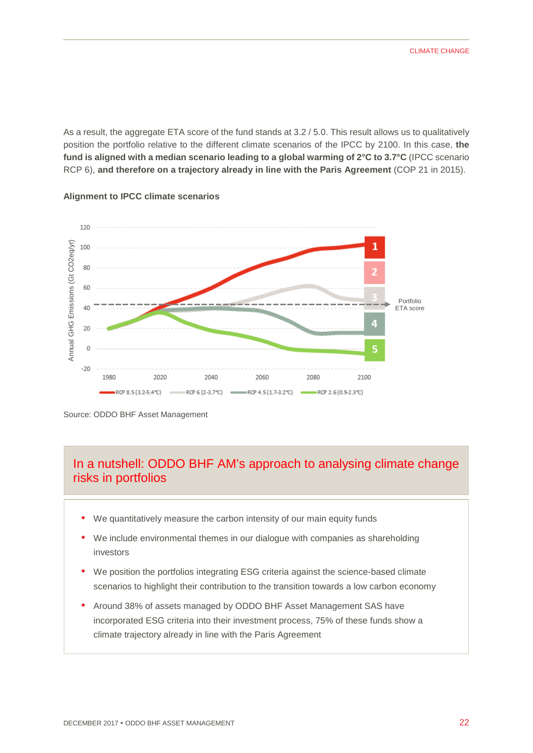As a result, the aggregate ETA score of the fund stands at 3.2 / 5.0. This result allows us to qualitatively position the portfolio relative to the different climate scenarios of the IPCC by 2100. In this case, **the fund is aligned with a median scenario leading to a global warming of 2°C to 3.7°C** (IPCC scenario RCP 6), **and therefore on a trajectory already in line with the Paris Agreement** (COP 21 in 2015).

**Alignment to IPCC climate scenarios**

Source: ODDO BHF Asset Management

## In a nutshell: ODDO BHF AM's approach to analysing climate change risks in portfolios

- We quantitatively measure the carbon intensity of our main equity funds
- We include environmental themes in our dialogue with companies as shareholding investors
- We position the portfolios integrating ESG criteria against the science-based climate scenarios to highlight their contribution to the transition towards a low carbon economy
- Around 38% of assets managed by ODDO BHF Asset Management SAS have incorporated ESG criteria into their investment process, 75% of these funds show a climate trajectory already in line with the Paris Agreement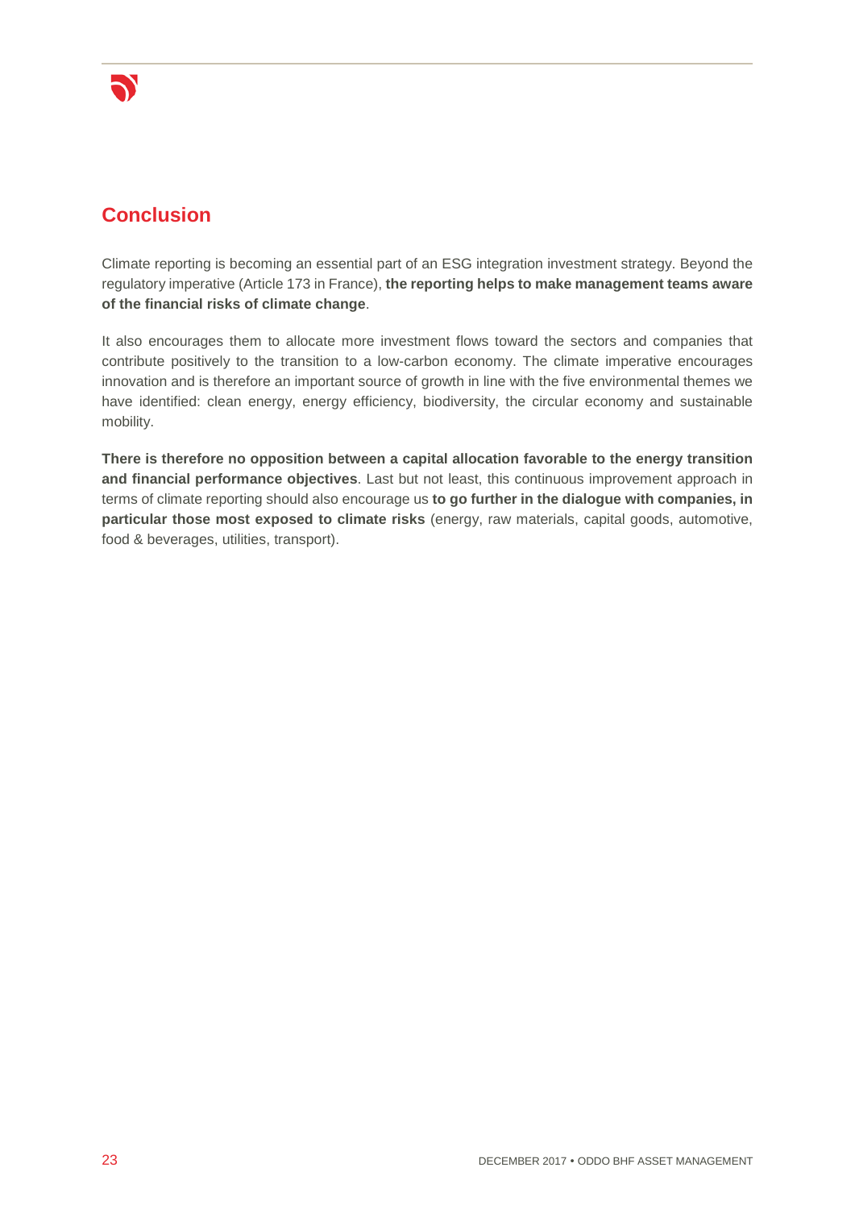## Conclusion

Climate reporting is becoming an essential part of an ESG integration investment strategy. Beyond the regulatory imperative (Article 173 in France), **the reporting helps to make management teams aware of the financial risks of climate change**.

It also encourages them to allocate more investment flows toward the sectors and companies that contribute positively to the transition to a low-carbon economy. The climate imperative encourages innovation and is therefore an important source of growth in line with the five environmental themes we have identified: clean energy, energy efficiency, biodiversity, the circular economy and sustainable mobility.

**There is therefore no opposition between a capital allocation favorable to the energy transition and financial performance objectives**. Last but not least, this continuous improvement approach in terms of climate reporting should also encourage us **to go further in the dialogue with companies, in particular those most exposed to climate risks** (energy, raw materials, capital goods, automotive, food & beverages, utilities, transport).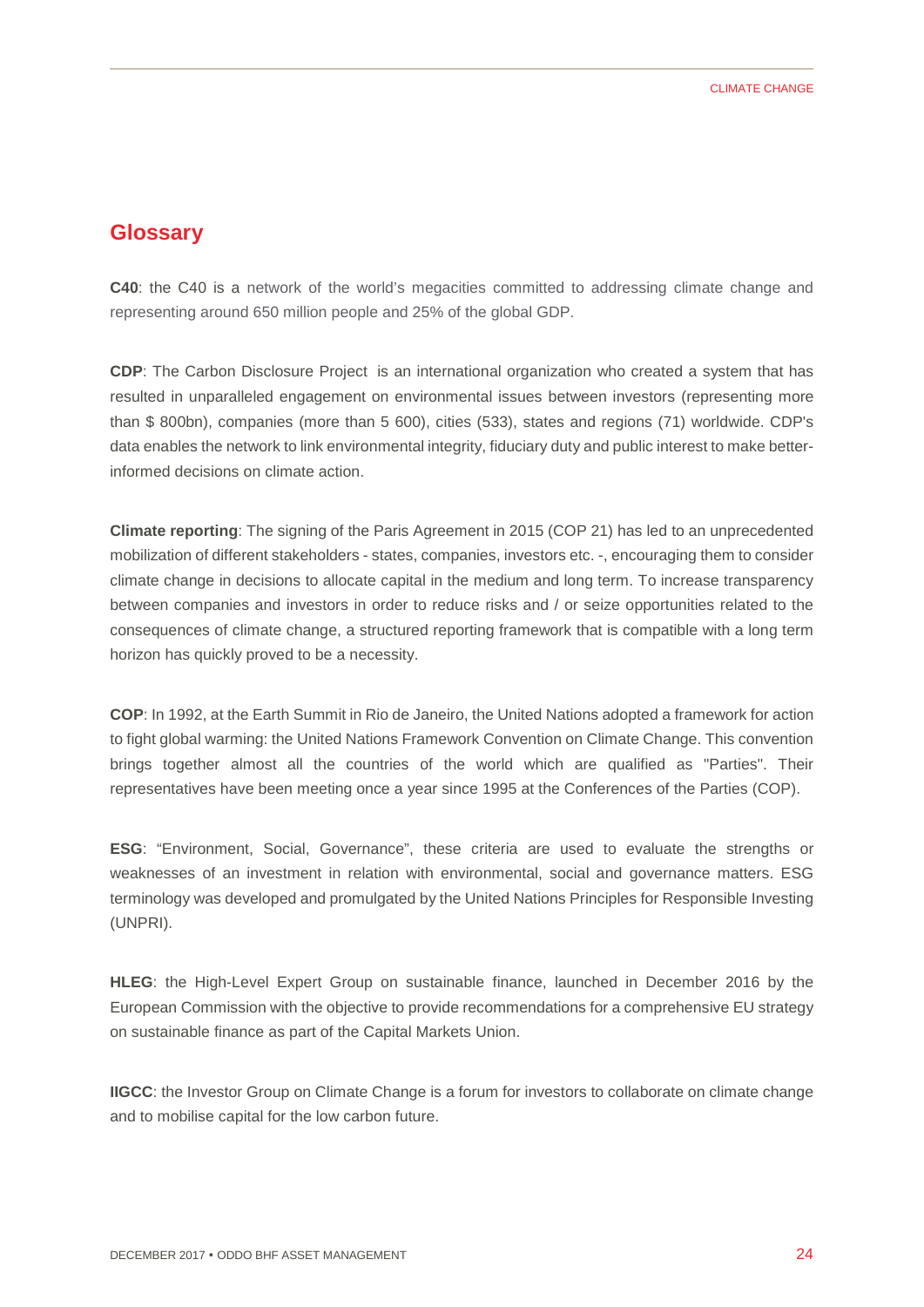## Glossary

**C40**: the C40 is a network of the world's megacities committed to addressing climate change and representing around 650 million people and 25% of the global GDP.

**CDP**: The Carbon Disclosure Project  is an international organization who created a system that has resulted in unparalleled engagement on environmental issues between investors (representing more than $ 800bn), companies (more than 5 600), cities (533), states and regions (71) worldwide. CDP's data enables the network to link environmental integrity, fiduciary duty and public interest to make better-informed decisions on climate action.

**Climate reporting**: The signing of the Paris Agreement in 2015 (COP 21) has led to an unprecedented mobilization of different stakeholders - states, companies, investors etc. -, encouraging them to consider climate change in decisions to allocate capital in the medium and long term. To increase transparency between companies and investors in order to reduce risks and / or seize opportunities related to the consequences of climate change, a structured reporting framework that is compatible with a long term horizon has quickly proved to be a necessity.

**COP**: In 1992, at the Earth Summit in Rio de Janeiro, the United Nations adopted a framework for action to fight global warming: the United Nations Framework Convention on Climate Change. This convention brings together almost all the countries of the world which are qualified as "Parties". Their representatives have been meeting once a year since 1995 at the Conferences of the Parties (COP).

**ESG**: "Environment, Social, Governance", these criteria are used to evaluate the strengths or weaknesses of an investment in relation with environmental, social and governance matters. ESG terminology was developed and promulgated by the United Nations Principles for Responsible Investing (UNPRI).

**HLEG**: the High-Level Expert Group on sustainable finance, launched in December 2016 by the European Commission with the objective to provide recommendations for a comprehensive EU strategy on sustainable finance as part of the Capital Markets Union.

**IIGCC**: the Investor Group on Climate Change is a forum for investors to collaborate on climate change and to mobilise capital for the low carbon future.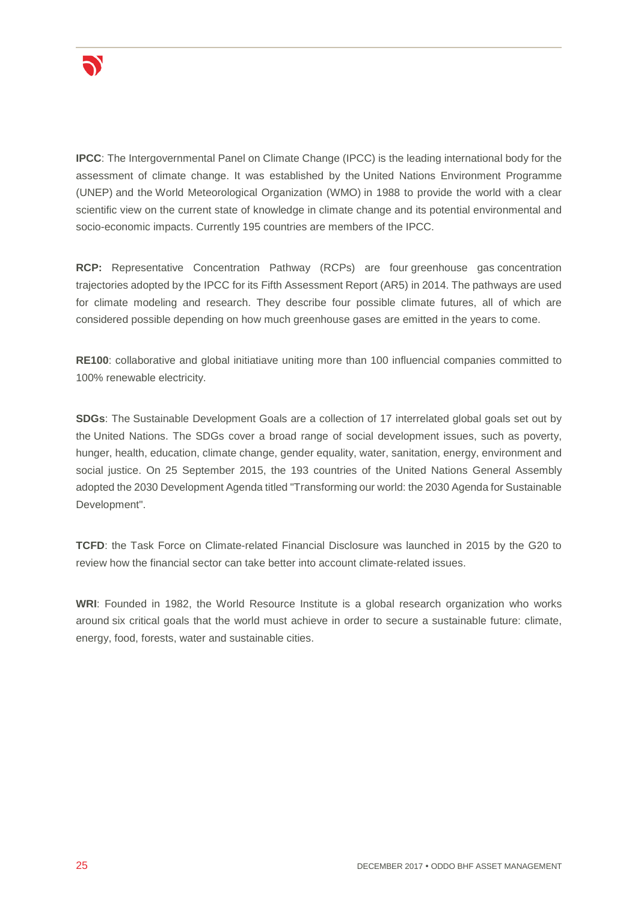**IPCC**: The Intergovernmental Panel on Climate Change (IPCC) is the leading international body for the assessment of climate change. It was established by the United Nations Environment Programme (UNEP) and the World Meteorological Organization (WMO) in 1988 to provide the world with a clear scientific view on the current state of knowledge in climate change and its potential environmental and socio-economic impacts. Currently 195 countries are members of the IPCC.

**RCP:** Representative Concentration Pathway (RCPs) are four greenhouse gas concentration trajectories adopted by the IPCC for its Fifth Assessment Report (AR5) in 2014. The pathways are used for climate modeling and research. They describe four possible climate futures, all of which are considered possible depending on how much greenhouse gases are emitted in the years to come.

**RE100**: collaborative and global initiatiave uniting more than 100 influencial companies committed to 100% renewable electricity.

**SDGs**: The Sustainable Development Goals are a collection of 17 interrelated global goals set out by the United Nations. The SDGs cover a broad range of social development issues, such as poverty, hunger, health, education, climate change, gender equality, water, sanitation, energy, environment and social justice. On 25 September 2015, the 193 countries of the United Nations General Assembly adopted the 2030 Development Agenda titled "Transforming our world: the 2030 Agenda for Sustainable Development".

**TCFD**: the Task Force on Climate-related Financial Disclosure was launched in 2015 by the G20 to review how the financial sector can take better into account climate-related issues.

**WRI**: Founded in 1982, the World Resource Institute is a global research organization who works around six critical goals that the world must achieve in order to secure a sustainable future: climate, energy, food, forests, water and sustainable cities.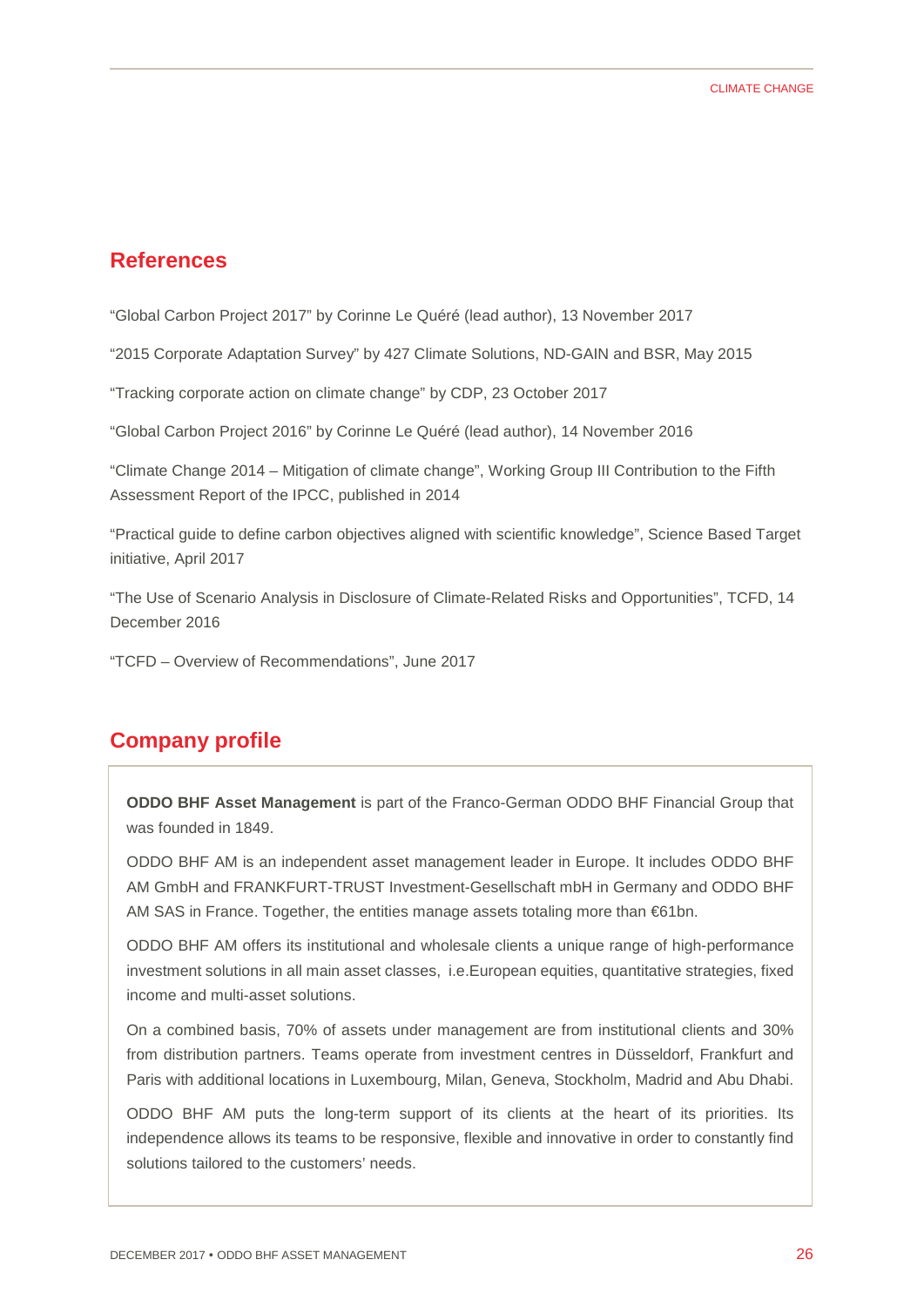## References

"Global Carbon Project 2017" by Corinne Le Quéré (lead author), 13 November 2017

"2015 Corporate Adaptation Survey" by 427 Climate Solutions, ND-GAIN and BSR, May 2015

"Tracking corporate action on climate change" by CDP, 23 October 2017

"Global Carbon Project 2016" by Corinne Le Quéré (lead author), 14 November 2016

"Climate Change 2014 – Mitigation of climate change", Working Group III Contribution to the Fifth Assessment Report of the IPCC, published in 2014

"Practical guide to define carbon objectives aligned with scientific knowledge", Science Based Target initiative, April 2017

"The Use of Scenario Analysis in Disclosure of Climate-Related Risks and Opportunities", TCFD, 14 December 2016

"TCFD – Overview of Recommendations", June 2017

## Company profile

**ODDO BHF Asset Management** is part of the Franco-German ODDO BHF Financial Group that was founded in 1849.

ODDO BHF AM is an independent asset management leader in Europe. It includes ODDO BHF AM GmbH and FRANKFURT-TRUST Investment-Gesellschaft mbH in Germany and ODDO BHF AM SAS in France. Together, the entities manage assets totaling more than €61bn.

ODDO BHF AM offers its institutional and wholesale clients a unique range of high-performance investment solutions in all main asset classes, i.e.European equities, quantitative strategies, fixed income and multi-asset solutions.

On a combined basis, 70% of assets under management are from institutional clients and 30% from distribution partners. Teams operate from investment centres in Düsseldorf, Frankfurt and Paris with additional locations in Luxembourg, Milan, Geneva, Stockholm, Madrid and Abu Dhabi.

ODDO BHF AM puts the long-term support of its clients at the heart of its priorities. Its independence allows its teams to be responsive, flexible and innovative in order to constantly find solutions tailored to the customers' needs.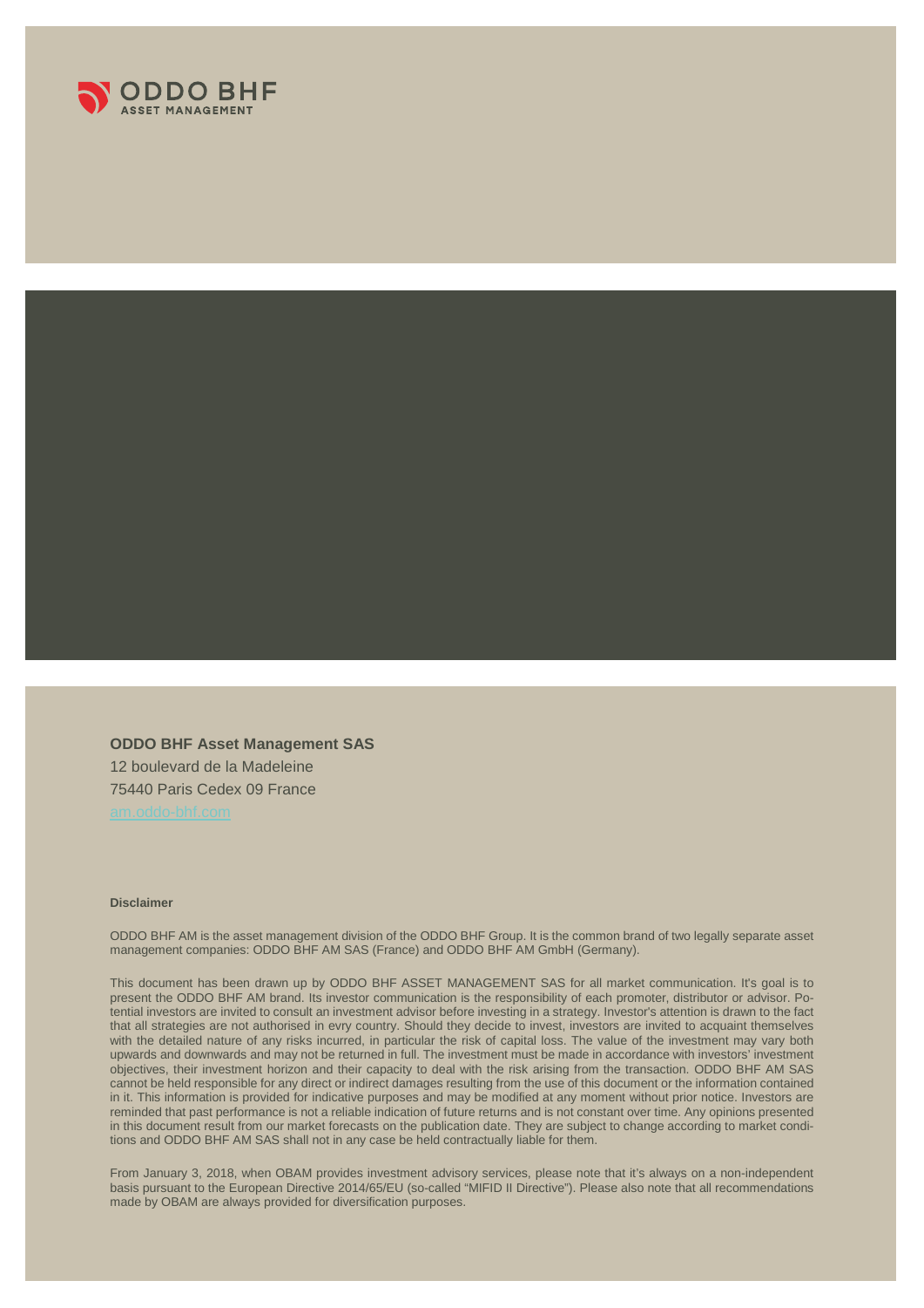ODDO BHF
ASSET MANAGEMENT

**ODDO BHF Asset Management SAS**

12 boulevard de la Madeleine

75440 Paris Cedex 09 France

am.oddo-bhf.com

**Disclaimer**

ODDO BHF AM is the asset management division of the ODDO BHF Group. It is the common brand of two legally separate asset management companies: ODDO BHF AM SAS (France) and ODDO BHF AM GmbH (Germany).

This document has been drawn up by ODDO BHF ASSET MANAGEMENT SAS for all market communication. It's goal is to present the ODDO BHF AM brand. Its investor communication is the responsibility of each promoter, distributor or advisor. Potential investors are invited to consult an investment advisor before investing in a strategy. Investor's attention is drawn to the fact that all strategies are not authorised in evry country. Should they decide to invest, investors are invited to acquaint themselves with the detailed nature of any risks incurred, in particular the risk of capital loss. The value of the investment may vary both upwards and downwards and may not be returned in full. The investment must be made in accordance with investors' investment objectives, their investment horizon and their capacity to deal with the risk arising from the transaction. ODDO BHF AM SAS cannot be held responsible for any direct or indirect damages resulting from the use of this document or the information contained in it. This information is provided for indicative purposes and may be modified at any moment without prior notice. Investors are reminded that past performance is not a reliable indication of future returns and is not constant over time. Any opinions presented in this document result from our market forecasts on the publication date. They are subject to change according to market conditions and ODDO BHF AM SAS shall not in any case be held contractually liable for them.

From January 3, 2018, when OBAM provides investment advisory services, please note that it's always on a non-independent basis pursuant to the European Directive 2014/65/EU (so-called "MIFID II Directive"). Please also note that all recommendations made by OBAM are always provided for diversification purposes.